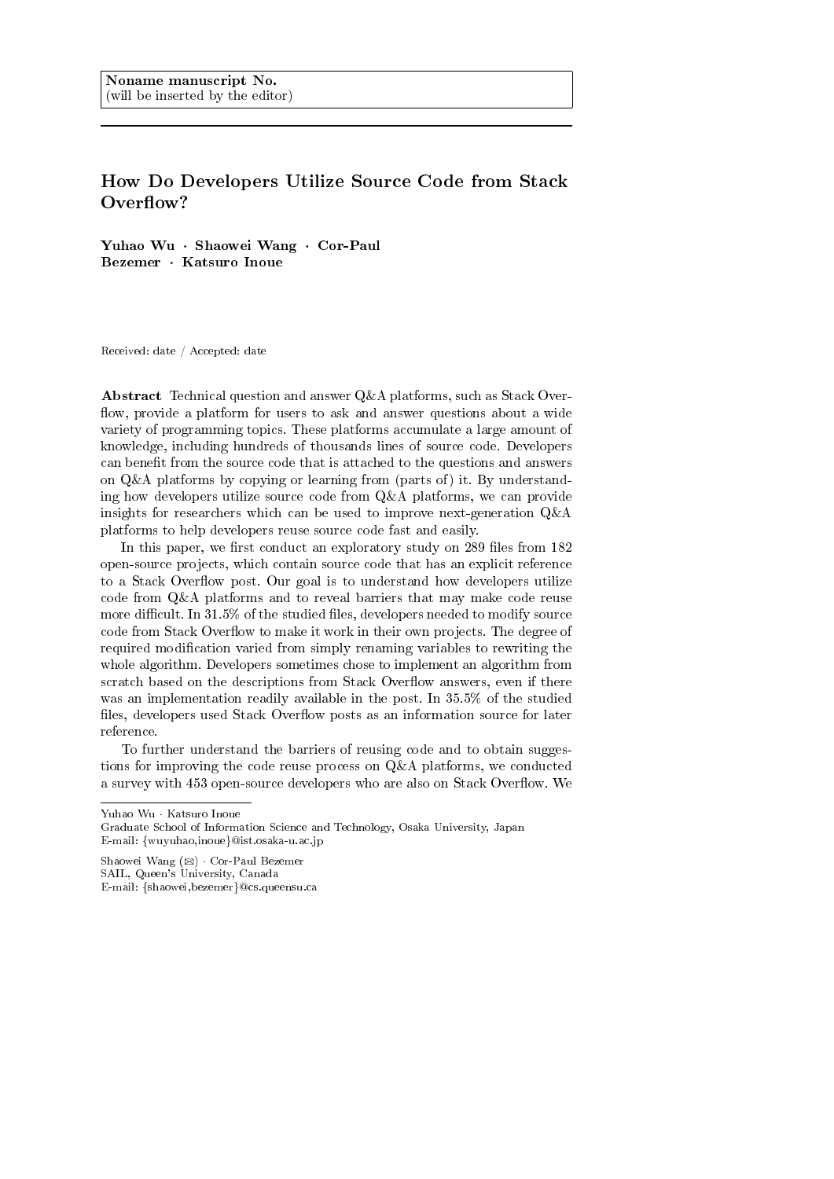Noname manuscript No.
(will be inserted by the editor)

# How Do Developers Utilize Source Code from Stack Overflow?

**Yuhao Wu · Shaowei Wang · Cor-Paul Bezemer · Katsuro Inoue**

Received: date / Accepted: date

**Abstract** Technical question and answer Q&A platforms, such as Stack Overflow, provide a platform for users to ask and answer questions about a wide variety of programming topics. These platforms accumulate a large amount of knowledge, including hundreds of thousands lines of source code. Developers can benefit from the source code that is attached to the questions and answers on Q&A platforms by copying or learning from (parts of) it. By understanding how developers utilize source code from Q&A platforms, we can provide insights for researchers which can be used to improve next-generation Q&A platforms to help developers reuse source code fast and easily.

In this paper, we first conduct an exploratory study on 289 files from 182 open-source projects, which contain source code that has an explicit reference to a Stack Overflow post. Our goal is to understand how developers utilize code from Q&A platforms and to reveal barriers that may make code reuse more difficult. In 31.5% of the studied files, developers needed to modify source code from Stack Overflow to make it work in their own projects. The degree of required modification varied from simply renaming variables to rewriting the whole algorithm. Developers sometimes chose to implement an algorithm from scratch based on the descriptions from Stack Overflow answers, even if there was an implementation readily available in the post. In 35.5% of the studied files, developers used Stack Overflow posts as an information source for later reference.

To further understand the barriers of reusing code and to obtain suggestions for improving the code reuse process on Q&A platforms, we conducted a survey with 453 open-source developers who are also on Stack Overflow. We

---

Yuhao Wu · Katsuro Inoue
Graduate School of Information Science and Technology, Osaka University, Japan
E-mail: {wuyuhao,inoue}@ist.osaka-u.ac.jp

Shaowei Wang (✉) · Cor-Paul Bezemer
SAIL, Queen's University, Canada
E-mail: {shaowei,bezemer}@cs.queensu.ca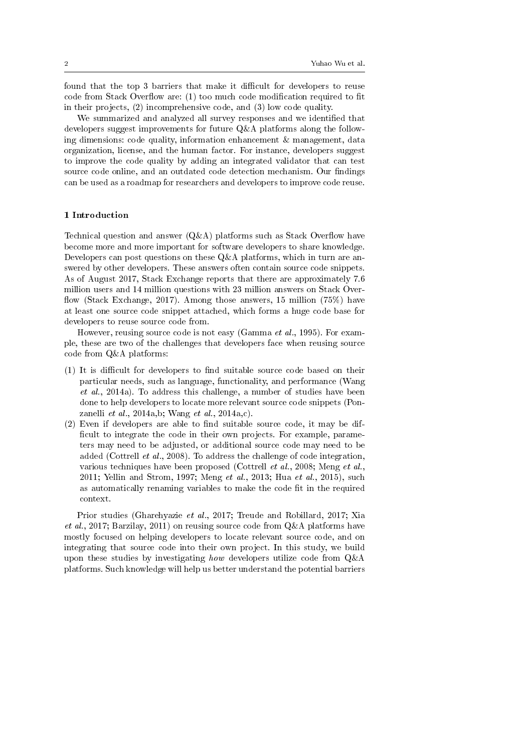found that the top 3 barriers that make it difficult for developers to reuse code from Stack Overflow are: (1) too much code modification required to fit in their projects, (2) incomprehensive code, and (3) low code quality.

We summarized and analyzed all survey responses and we identified that developers suggest improvements for future Q&A platforms along the following dimensions: code quality, information enhancement & management, data organization, license, and the human factor. For instance, developers suggest to improve the code quality by adding an integrated validator that can test source code online, and an outdated code detection mechanism. Our findings can be used as a roadmap for researchers and developers to improve code reuse.

## 1 Introduction

Technical question and answer (Q&A) platforms such as Stack Overflow have become more and more important for software developers to share knowledge. Developers can post questions on these Q&A platforms, which in turn are answered by other developers. These answers often contain source code snippets. As of August 2017, Stack Exchange reports that there are approximately 7.6 million users and 14 million questions with 23 million answers on Stack Overflow (Stack Exchange, 2017). Among those answers, 15 million (75%) have at least one source code snippet attached, which forms a huge code base for developers to reuse source code from.

However, reusing source code is not easy (Gamma *et al.*, 1995). For example, these are two of the challenges that developers face when reusing source code from Q&A platforms:

(1) It is difficult for developers to find suitable source code based on their particular needs, such as language, functionality, and performance (Wang *et al.*, 2014a). To address this challenge, a number of studies have been done to help developers to locate more relevant source code snippets (Ponzanelli *et al.*, 2014a,b; Wang *et al.*, 2014a,c).
(2) Even if developers are able to find suitable source code, it may be difficult to integrate the code in their own projects. For example, parameters may need to be adjusted, or additional source code may need to be added (Cottrell *et al.*, 2008). To address the challenge of code integration, various techniques have been proposed (Cottrell *et al.*, 2008; Meng *et al.*, 2011; Yellin and Strom, 1997; Meng *et al.*, 2013; Hua *et al.*, 2015), such as automatically renaming variables to make the code fit in the required context.

Prior studies (Gharehyazie *et al.*, 2017; Treude and Robillard, 2017; Xia *et al.*, 2017; Barzilay, 2011) on reusing source code from Q&A platforms have mostly focused on helping developers to locate relevant source code, and on integrating that source code into their own project. In this study, we build upon these studies by investigating *how* developers utilize code from Q&A platforms. Such knowledge will help us better understand the potential barriers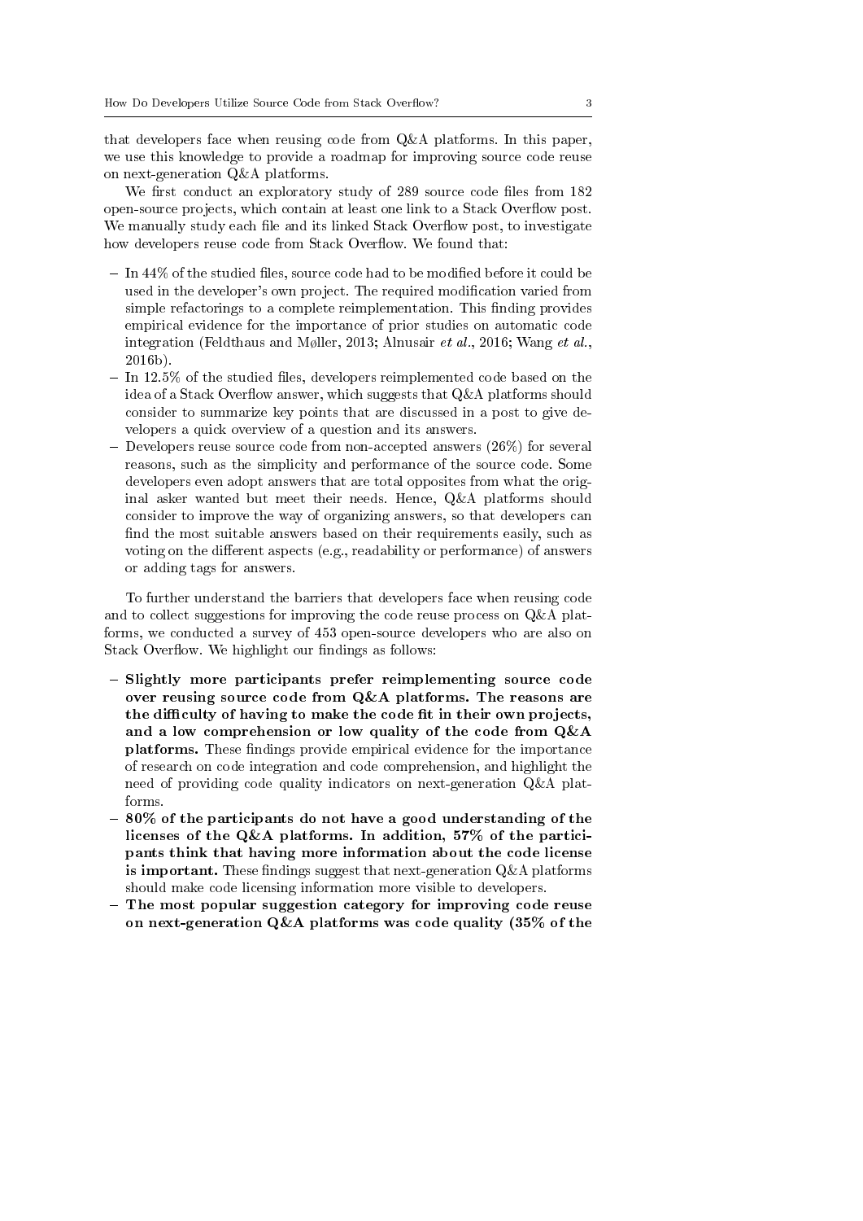that developers face when reusing code from Q&A platforms. In this paper, we use this knowledge to provide a roadmap for improving source code reuse on next-generation Q&A platforms.

We first conduct an exploratory study of 289 source code files from 182 open-source projects, which contain at least one link to a Stack Overflow post. We manually study each file and its linked Stack Overflow post, to investigate how developers reuse code from Stack Overflow. We found that:

- In 44% of the studied files, source code had to be modified before it could be used in the developer's own project. The required modification varied from simple refactorings to a complete reimplementation. This finding provides empirical evidence for the importance of prior studies on automatic code integration (Feldthaus and Møller, 2013; Alnusair *et al.*, 2016; Wang *et al.*, 2016b).
- In 12.5% of the studied files, developers reimplemented code based on the idea of a Stack Overflow answer, which suggests that Q&A platforms should consider to summarize key points that are discussed in a post to give developers a quick overview of a question and its answers.
- Developers reuse source code from non-accepted answers (26%) for several reasons, such as the simplicity and performance of the source code. Some developers even adopt answers that are total opposites from what the original asker wanted but meet their needs. Hence, Q&A platforms should consider to improve the way of organizing answers, so that developers can find the most suitable answers based on their requirements easily, such as voting on the different aspects (e.g., readability or performance) of answers or adding tags for answers.

To further understand the barriers that developers face when reusing code and to collect suggestions for improving the code reuse process on Q&A platforms, we conducted a survey of 453 open-source developers who are also on Stack Overflow. We highlight our findings as follows:

- **Slightly more participants prefer reimplementing source code over reusing source code from Q&A platforms. The reasons are the difficulty of having to make the code fit in their own projects, and a low comprehension or low quality of the code from Q&A platforms.** These findings provide empirical evidence for the importance of research on code integration and code comprehension, and highlight the need of providing code quality indicators on next-generation Q&A platforms.
- **80% of the participants do not have a good understanding of the licenses of the Q&A platforms. In addition, 57% of the participants think that having more information about the code license is important.** These findings suggest that next-generation Q&A platforms should make code licensing information more visible to developers.
- **The most popular suggestion category for improving code reuse on next-generation Q&A platforms was code quality (35% of the**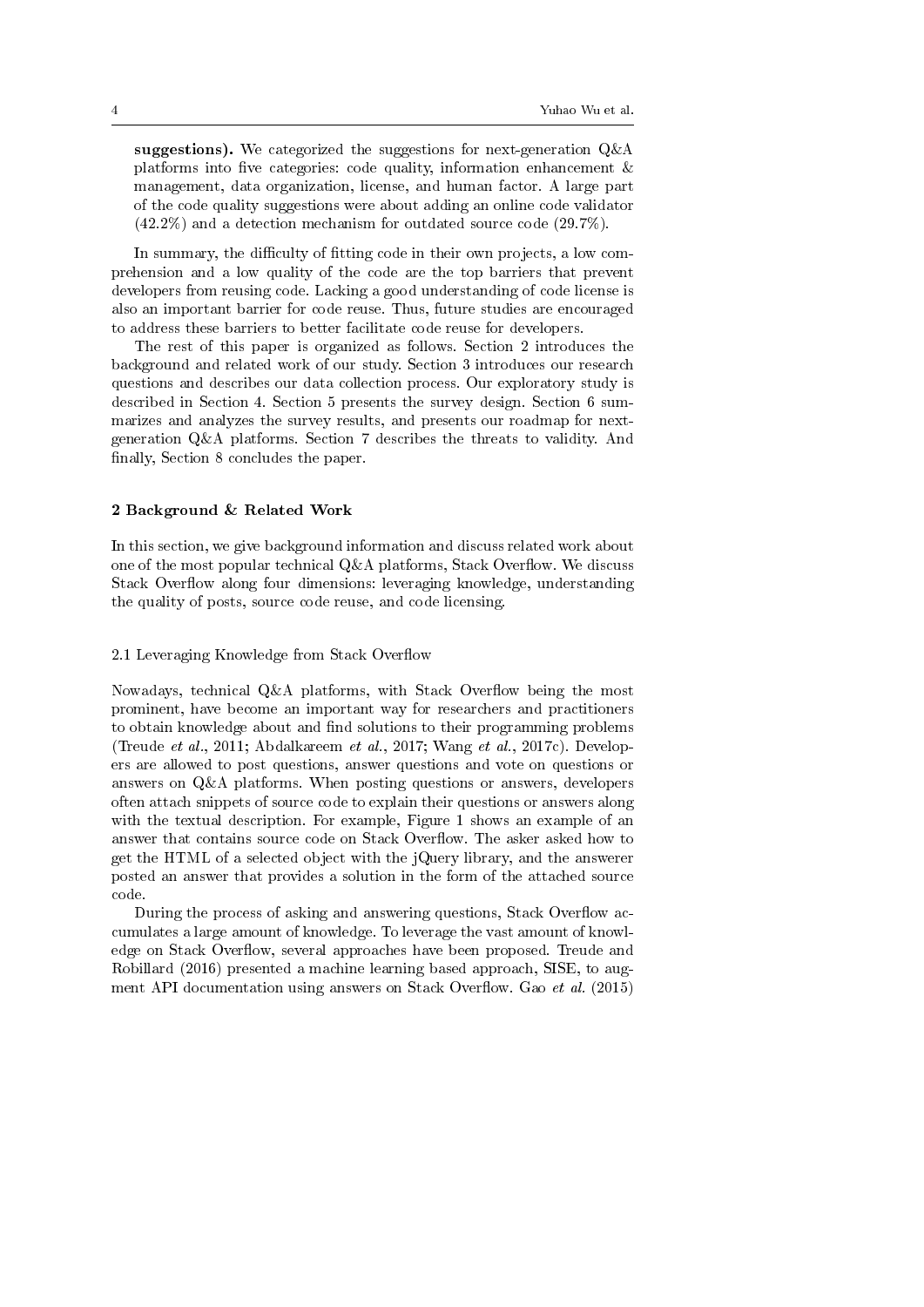**suggestions).** We categorized the suggestions for next-generation Q&A platforms into five categories: code quality, information enhancement & management, data organization, license, and human factor. A large part of the code quality suggestions were about adding an online code validator (42.2%) and a detection mechanism for outdated source code (29.7%).

In summary, the difficulty of fitting code in their own projects, a low comprehension and a low quality of the code are the top barriers that prevent developers from reusing code. Lacking a good understanding of code license is also an important barrier for code reuse. Thus, future studies are encouraged to address these barriers to better facilitate code reuse for developers.

The rest of this paper is organized as follows. Section 2 introduces the background and related work of our study. Section 3 introduces our research questions and describes our data collection process. Our exploratory study is described in Section 4. Section 5 presents the survey design. Section 6 summarizes and analyzes the survey results, and presents our roadmap for next-generation Q&A platforms. Section 7 describes the threats to validity. And finally, Section 8 concludes the paper.

## 2 Background & Related Work

In this section, we give background information and discuss related work about one of the most popular technical Q&A platforms, Stack Overflow. We discuss Stack Overflow along four dimensions: leveraging knowledge, understanding the quality of posts, source code reuse, and code licensing.

### 2.1 Leveraging Knowledge from Stack Overflow

Nowadays, technical Q&A platforms, with Stack Overflow being the most prominent, have become an important way for researchers and practitioners to obtain knowledge about and find solutions to their programming problems (Treude *et al.*, 2011; Abdalkareem *et al.*, 2017; Wang *et al.*, 2017c). Developers are allowed to post questions, answer questions and vote on questions or answers on Q&A platforms. When posting questions or answers, developers often attach snippets of source code to explain their questions or answers along with the textual description. For example, Figure 1 shows an example of an answer that contains source code on Stack Overflow. The asker asked how to get the HTML of a selected object with the jQuery library, and the answerer posted an answer that provides a solution in the form of the attached source code.

During the process of asking and answering questions, Stack Overflow accumulates a large amount of knowledge. To leverage the vast amount of knowledge on Stack Overflow, several approaches have been proposed. Treude and Robillard (2016) presented a machine learning based approach, SISE, to augment API documentation using answers on Stack Overflow. Gao *et al.* (2015)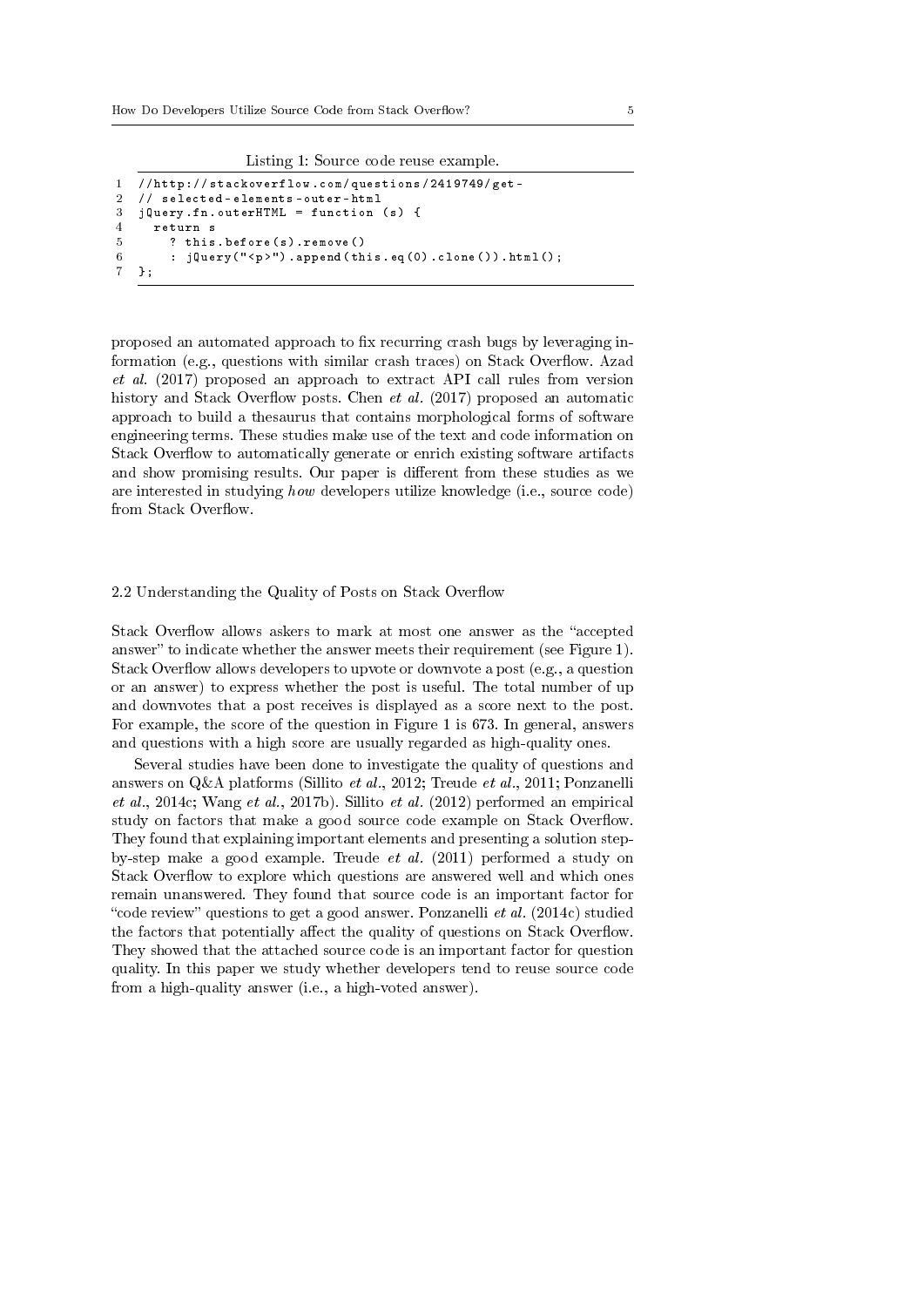Listing 1: Source code reuse example.

```
1  //http://stackoverflow.com/questions/2419749/get-
2  // selected-elements-outer-html
3  jQuery.fn.outerHTML = function (s) {
4    return s
5      ? this.before(s).remove()
6      : jQuery("<p>").append(this.eq(0).clone()).html();
7  };
```

proposed an automated approach to fix recurring crash bugs by leveraging information (e.g., questions with similar crash traces) on Stack Overflow. Azad *et al.* (2017) proposed an approach to extract API call rules from version history and Stack Overflow posts. Chen *et al.* (2017) proposed an automatic approach to build a thesaurus that contains morphological forms of software engineering terms. These studies make use of the text and code information on Stack Overflow to automatically generate or enrich existing software artifacts and show promising results. Our paper is different from these studies as we are interested in studying *how* developers utilize knowledge (i.e., source code) from Stack Overflow.

### 2.2 Understanding the Quality of Posts on Stack Overflow

Stack Overflow allows askers to mark at most one answer as the "accepted answer" to indicate whether the answer meets their requirement (see Figure 1). Stack Overflow allows developers to upvote or downvote a post (e.g., a question or an answer) to express whether the post is useful. The total number of up and downvotes that a post receives is displayed as a score next to the post. For example, the score of the question in Figure 1 is 673. In general, answers and questions with a high score are usually regarded as high-quality ones.

Several studies have been done to investigate the quality of questions and answers on Q&A platforms (Sillito *et al.*, 2012; Treude *et al.*, 2011; Ponzanelli *et al.*, 2014c; Wang *et al.*, 2017b). Sillito *et al.* (2012) performed an empirical study on factors that make a good source code example on Stack Overflow. They found that explaining important elements and presenting a solution step-by-step make a good example. Treude *et al.* (2011) performed a study on Stack Overflow to explore which questions are answered well and which ones remain unanswered. They found that source code is an important factor for "code review" questions to get a good answer. Ponzanelli *et al.* (2014c) studied the factors that potentially affect the quality of questions on Stack Overflow. They showed that the attached source code is an important factor for question quality. In this paper we study whether developers tend to reuse source code from a high-quality answer (i.e., a high-voted answer).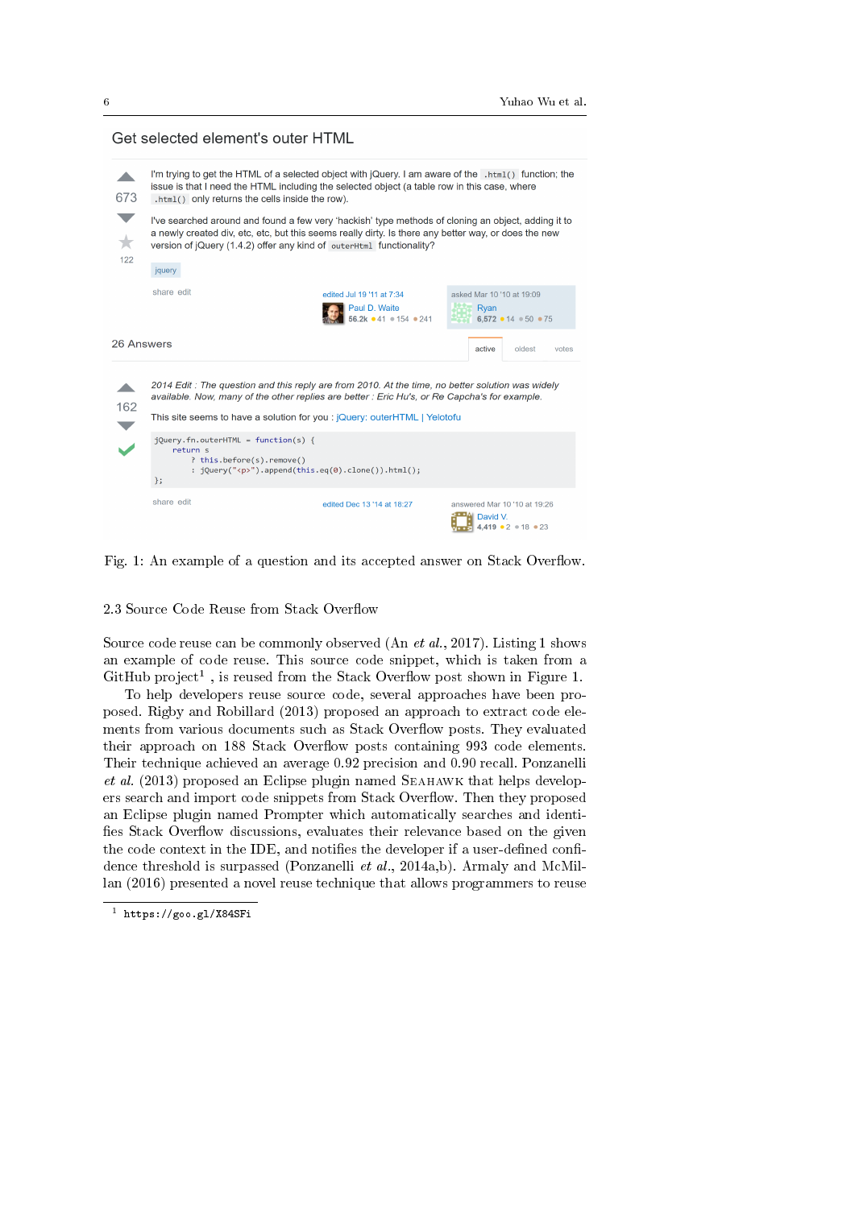Get selected element's outer HTML

673

122

I'm trying to get the HTML of a selected object with jQuery. I am aware of the `.html()` function; the issue is that I need the HTML including the selected object (a table row in this case, where `.html()` only returns the cells inside the row).

I've searched around and found a few very 'hackish' type methods of cloning an object, adding it to a newly created div, etc, etc, but this seems really dirty. Is there any better way, or does the new version of jQuery (1.4.2) offer any kind of `outerHtml` functionality?

jquery

share edit | edited Jul 19 '11 at 7:34 Paul D. Waite 56.2k ●41 ●154 ●241 | asked Mar 10 '10 at 19:09 Ryan 6,572 ●14 ●50 ●75

26 Answers | active | oldest | votes

162

*2014 Edit : The question and this reply are from 2010. At the time, no better solution was widely available. Now, many of the other replies are better : Eric Hu's, or Re Capcha's for example.*

This site seems to have a solution for you : jQuery: outerHTML | Yelotofu

```
jQuery.fn.outerHTML = function(s) {
    return s
        ? this.before(s).remove()
        : jQuery("<p>").append(this.eq(0).clone()).html();
};
```

share edit | edited Dec 13 '14 at 18:27 | answered Mar 10 '10 at 19:26 David V. 4,419 ●2 ●18 ●23

Fig. 1: An example of a question and its accepted answer on Stack Overflow.

## 2.3 Source Code Reuse from Stack Overflow

Source code reuse can be commonly observed (An *et al.*, 2017). Listing 1 shows an example of code reuse. This source code snippet, which is taken from a GitHub project[1] , is reused from the Stack Overflow post shown in Figure 1.

To help developers reuse source code, several approaches have been proposed. Rigby and Robillard (2013) proposed an approach to extract code elements from various documents such as Stack Overflow posts. They evaluated their approach on 188 Stack Overflow posts containing 993 code elements. Their technique achieved an average 0.92 precision and 0.90 recall. Ponzanelli *et al.* (2013) proposed an Eclipse plugin named Seahawk that helps developers search and import code snippets from Stack Overflow. Then they proposed an Eclipse plugin named Prompter which automatically searches and identifies Stack Overflow discussions, evaluates their relevance based on the given the code context in the IDE, and notifies the developer if a user-defined confidence threshold is surpassed (Ponzanelli *et al.*, 2014a,b). Armaly and McMillan (2016) presented a novel reuse technique that allows programmers to reuse

[1] https://goo.gl/X84SFi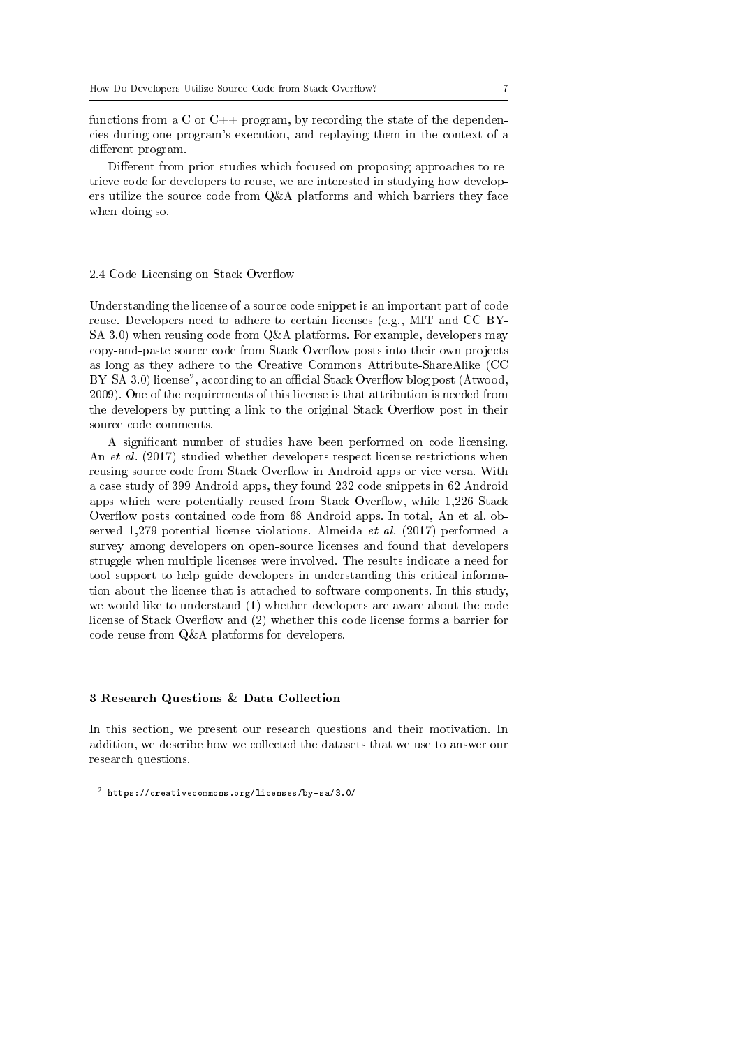functions from a C or C++ program, by recording the state of the dependencies during one program's execution, and replaying them in the context of a different program.

Different from prior studies which focused on proposing approaches to retrieve code for developers to reuse, we are interested in studying how developers utilize the source code from Q&A platforms and which barriers they face when doing so.

### 2.4 Code Licensing on Stack Overflow

Understanding the license of a source code snippet is an important part of code reuse. Developers need to adhere to certain licenses (e.g., MIT and CC BY-SA 3.0) when reusing code from Q&A platforms. For example, developers may copy-and-paste source code from Stack Overflow posts into their own projects as long as they adhere to the Creative Commons Attribute-ShareAlike (CC BY-SA 3.0) license[2], according to an official Stack Overflow blog post (Atwood, 2009). One of the requirements of this license is that attribution is needed from the developers by putting a link to the original Stack Overflow post in their source code comments.

A significant number of studies have been performed on code licensing. An *et al.* (2017) studied whether developers respect license restrictions when reusing source code from Stack Overflow in Android apps or vice versa. With a case study of 399 Android apps, they found 232 code snippets in 62 Android apps which were potentially reused from Stack Overflow, while 1,226 Stack Overflow posts contained code from 68 Android apps. In total, An et al. observed 1,279 potential license violations. Almeida *et al.* (2017) performed a survey among developers on open-source licenses and found that developers struggle when multiple licenses were involved. The results indicate a need for tool support to help guide developers in understanding this critical information about the license that is attached to software components. In this study, we would like to understand (1) whether developers are aware about the code license of Stack Overflow and (2) whether this code license forms a barrier for code reuse from Q&A platforms for developers.

## 3 Research Questions & Data Collection

In this section, we present our research questions and their motivation. In addition, we describe how we collected the datasets that we use to answer our research questions.

---

[2] `https://creativecommons.org/licenses/by-sa/3.0/`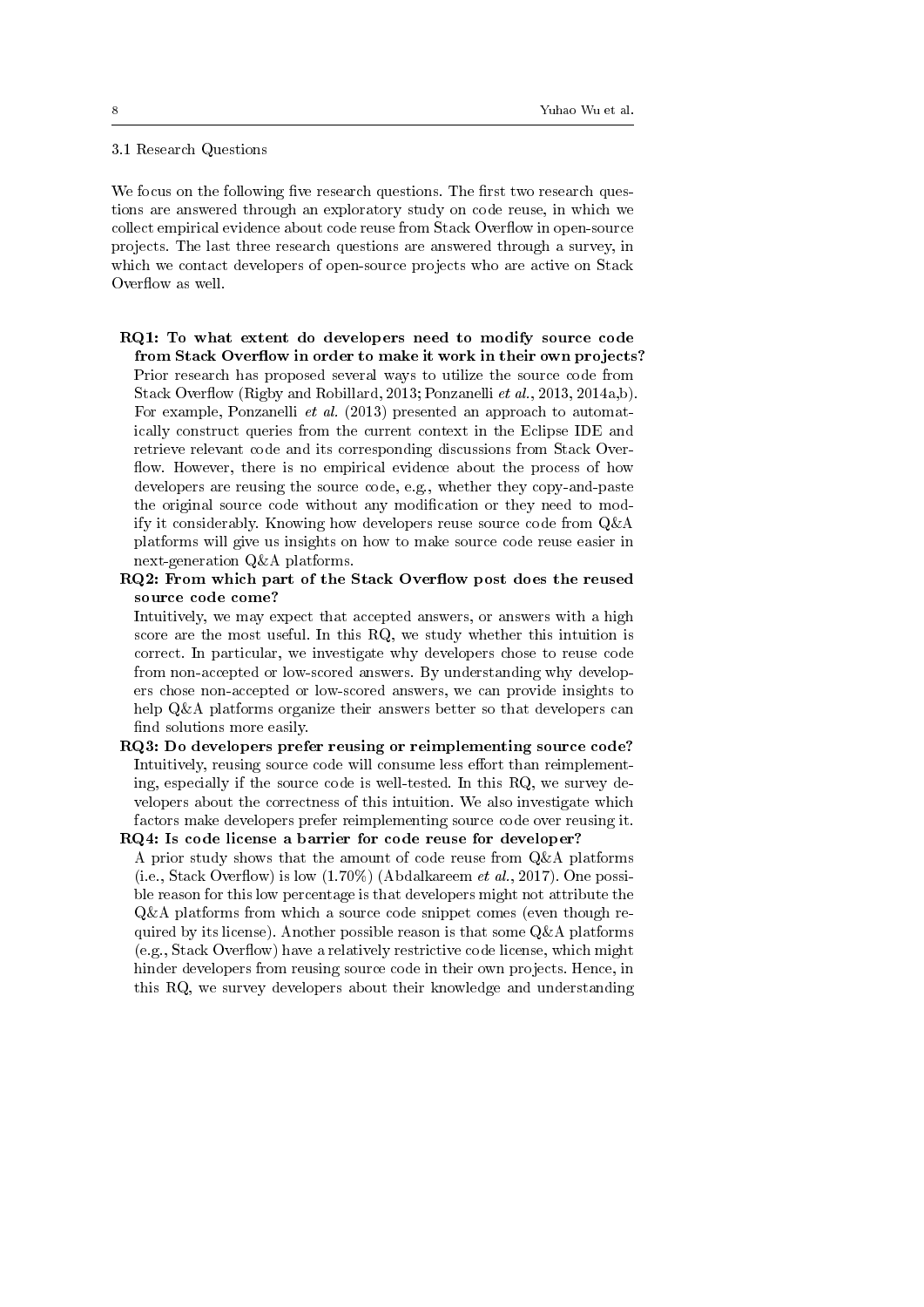### 3.1 Research Questions

We focus on the following five research questions. The first two research questions are answered through an exploratory study on code reuse, in which we collect empirical evidence about code reuse from Stack Overflow in open-source projects. The last three research questions are answered through a survey, in which we contact developers of open-source projects who are active on Stack Overflow as well.

**RQ1: To what extent do developers need to modify source code from Stack Overflow in order to make it work in their own projects?**
Prior research has proposed several ways to utilize the source code from Stack Overflow (Rigby and Robillard, 2013; Ponzanelli *et al.*, 2013, 2014a,b). For example, Ponzanelli *et al.* (2013) presented an approach to automatically construct queries from the current context in the Eclipse IDE and retrieve relevant code and its corresponding discussions from Stack Overflow. However, there is no empirical evidence about the process of how developers are reusing the source code, e.g., whether they copy-and-paste the original source code without any modification or they need to modify it considerably. Knowing how developers reuse source code from Q&A platforms will give us insights on how to make source code reuse easier in next-generation Q&A platforms.

**RQ2: From which part of the Stack Overflow post does the reused source code come?**
Intuitively, we may expect that accepted answers, or answers with a high score are the most useful. In this RQ, we study whether this intuition is correct. In particular, we investigate why developers chose to reuse code from non-accepted or low-scored answers. By understanding why developers chose non-accepted or low-scored answers, we can provide insights to help Q&A platforms organize their answers better so that developers can find solutions more easily.

**RQ3: Do developers prefer reusing or reimplementing source code?**
Intuitively, reusing source code will consume less effort than reimplementing, especially if the source code is well-tested. In this RQ, we survey developers about the correctness of this intuition. We also investigate which factors make developers prefer reimplementing source code over reusing it.

**RQ4: Is code license a barrier for code reuse for developer?**
A prior study shows that the amount of code reuse from Q&A platforms (i.e., Stack Overflow) is low (1.70%) (Abdalkareem *et al.*, 2017). One possible reason for this low percentage is that developers might not attribute the Q&A platforms from which a source code snippet comes (even though required by its license). Another possible reason is that some Q&A platforms (e.g., Stack Overflow) have a relatively restrictive code license, which might hinder developers from reusing source code in their own projects. Hence, in this RQ, we survey developers about their knowledge and understanding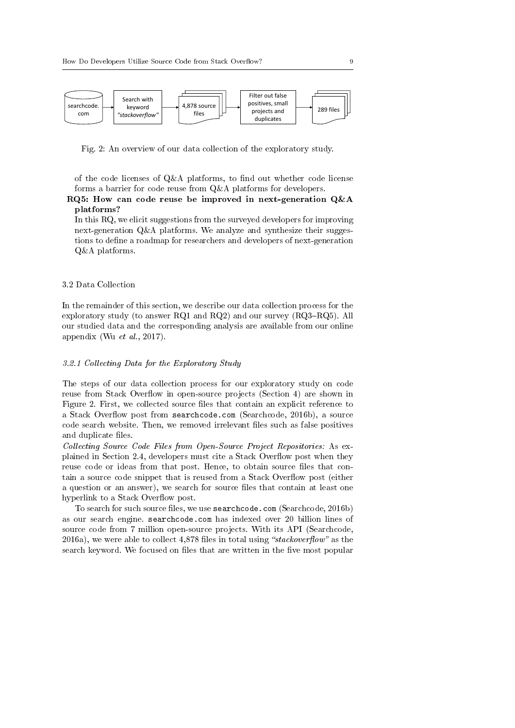searchcode.com → Search with keyword *"stackoverflow"* → 4,878 source files → Filter out false positives, small projects and duplicates → 289 files

Fig. 2: An overview of our data collection of the exploratory study.

of the code licenses of Q&A platforms, to find out whether code license forms a barrier for code reuse from Q&A platforms for developers.

**RQ5: How can code reuse be improved in next-generation Q&A platforms?**
In this RQ, we elicit suggestions from the surveyed developers for improving next-generation Q&A platforms. We analyze and synthesize their suggestions to define a roadmap for researchers and developers of next-generation Q&A platforms.

### 3.2 Data Collection

In the remainder of this section, we describe our data collection process for the exploratory study (to answer RQ1 and RQ2) and our survey (RQ3–RQ5). All our studied data and the corresponding analysis are available from our online appendix (Wu *et al.*, 2017).

#### *3.2.1 Collecting Data for the Exploratory Study*

The steps of our data collection process for our exploratory study on code reuse from Stack Overflow in open-source projects (Section 4) are shown in Figure 2. First, we collected source files that contain an explicit reference to a Stack Overflow post from `searchcode.com` (Searchcode, 2016b), a source code search website. Then, we removed irrelevant files such as false positives and duplicate files.

*Collecting Source Code Files from Open-Source Project Repositories:* As explained in Section 2.4, developers must cite a Stack Overflow post when they reuse code or ideas from that post. Hence, to obtain source files that contain a source code snippet that is reused from a Stack Overflow post (either a question or an answer), we search for source files that contain at least one hyperlink to a Stack Overflow post.

To search for such source files, we use `searchcode.com` (Searchcode, 2016b) as our search engine. `searchcode.com` has indexed over 20 billion lines of source code from 7 million open-source projects. With its API (Searchcode, 2016a), we were able to collect 4,878 files in total using *"stackoverflow"* as the search keyword. We focused on files that are written in the five most popular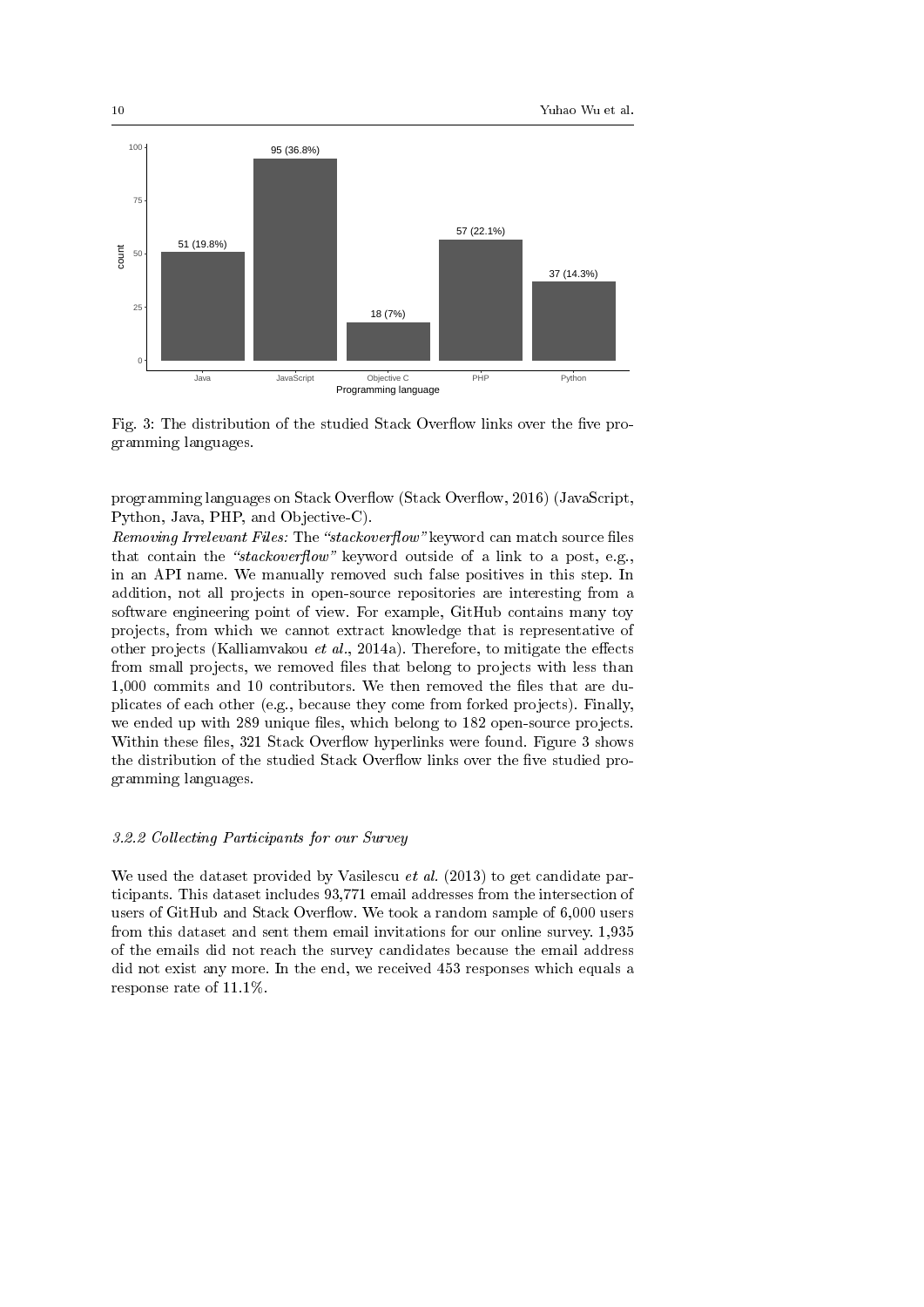Fig. 3: The distribution of the studied Stack Overflow links over the five programming languages.

programming languages on Stack Overflow (Stack Overflow, 2016) (JavaScript, Python, Java, PHP, and Objective-C).

*Removing Irrelevant Files:* The *"stackoverflow"* keyword can match source files that contain the *"stackoverflow"* keyword outside of a link to a post, e.g., in an API name. We manually removed such false positives in this step. In addition, not all projects in open-source repositories are interesting from a software engineering point of view. For example, GitHub contains many toy projects, from which we cannot extract knowledge that is representative of other projects (Kalliamvakou *et al.*, 2014a). Therefore, to mitigate the effects from small projects, we removed files that belong to projects with less than 1,000 commits and 10 contributors. We then removed the files that are duplicates of each other (e.g., because they come from forked projects). Finally, we ended up with 289 unique files, which belong to 182 open-source projects. Within these files, 321 Stack Overflow hyperlinks were found. Figure 3 shows the distribution of the studied Stack Overflow links over the five studied programming languages.

### *3.2.2 Collecting Participants for our Survey*

We used the dataset provided by Vasilescu *et al.* (2013) to get candidate participants. This dataset includes 93,771 email addresses from the intersection of users of GitHub and Stack Overflow. We took a random sample of 6,000 users from this dataset and sent them email invitations for our online survey. 1,935 of the emails did not reach the survey candidates because the email address did not exist any more. In the end, we received 453 responses which equals a response rate of 11.1%.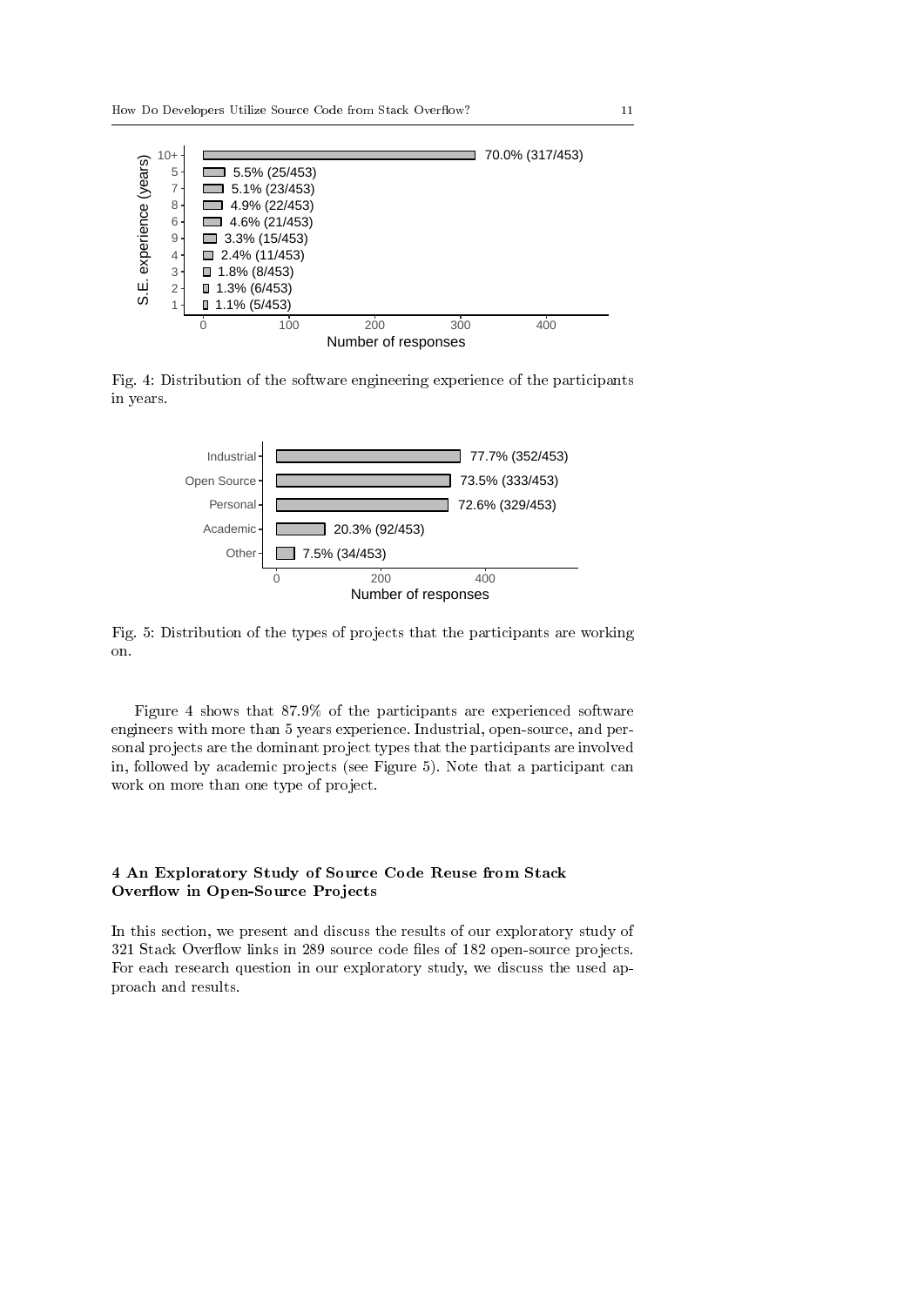Fig. 4: Distribution of the software engineering experience of the participants in years.

Fig. 5: Distribution of the types of projects that the participants are working on.

Figure 4 shows that 87.9% of the participants are experienced software engineers with more than 5 years experience. Industrial, open-source, and personal projects are the dominant project types that the participants are involved in, followed by academic projects (see Figure 5). Note that a participant can work on more than one type of project.

## 4 An Exploratory Study of Source Code Reuse from Stack Overflow in Open-Source Projects

In this section, we present and discuss the results of our exploratory study of 321 Stack Overflow links in 289 source code files of 182 open-source projects. For each research question in our exploratory study, we discuss the used approach and results.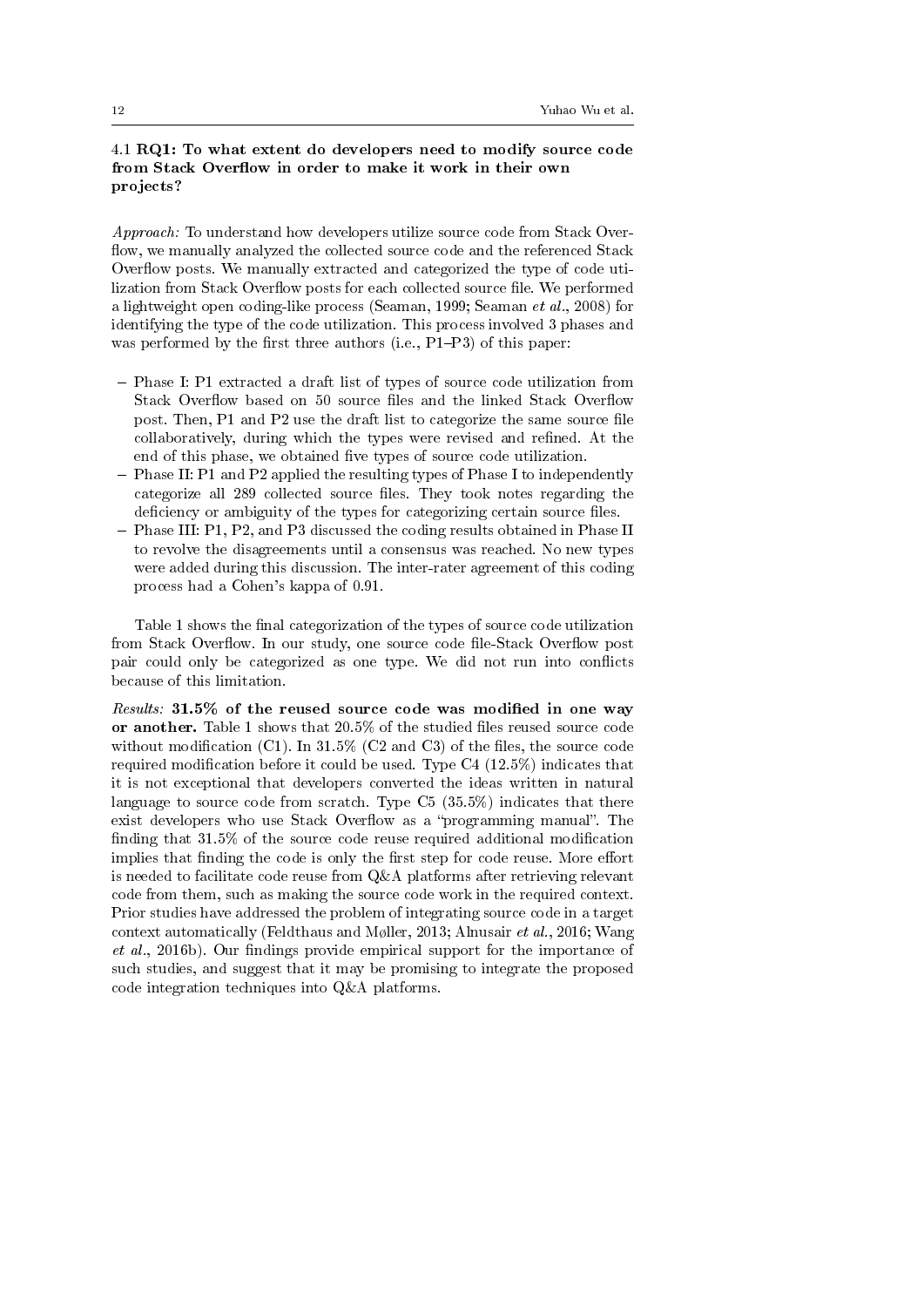### 4.1 RQ1: To what extent do developers need to modify source code from Stack Overflow in order to make it work in their own projects?

*Approach:* To understand how developers utilize source code from Stack Overflow, we manually analyzed the collected source code and the referenced Stack Overflow posts. We manually extracted and categorized the type of code utilization from Stack Overflow posts for each collected source file. We performed a lightweight open coding-like process (Seaman, 1999; Seaman *et al.*, 2008) for identifying the type of the code utilization. This process involved 3 phases and was performed by the first three authors (i.e., P1–P3) of this paper:

- Phase I: P1 extracted a draft list of types of source code utilization from Stack Overflow based on 50 source files and the linked Stack Overflow post. Then, P1 and P2 use the draft list to categorize the same source file collaboratively, during which the types were revised and refined. At the end of this phase, we obtained five types of source code utilization.
- Phase II: P1 and P2 applied the resulting types of Phase I to independently categorize all 289 collected source files. They took notes regarding the deficiency or ambiguity of the types for categorizing certain source files.
- Phase III: P1, P2, and P3 discussed the coding results obtained in Phase II to revolve the disagreements until a consensus was reached. No new types were added during this discussion. The inter-rater agreement of this coding process had a Cohen's kappa of 0.91.

Table 1 shows the final categorization of the types of source code utilization from Stack Overflow. In our study, one source code file-Stack Overflow post pair could only be categorized as one type. We did not run into conflicts because of this limitation.

*Results:* **31.5% of the reused source code was modified in one way or another.** Table 1 shows that 20.5% of the studied files reused source code without modification (C1). In 31.5% (C2 and C3) of the files, the source code required modification before it could be used. Type C4 (12.5%) indicates that it is not exceptional that developers converted the ideas written in natural language to source code from scratch. Type C5 (35.5%) indicates that there exist developers who use Stack Overflow as a "programming manual". The finding that 31.5% of the source code reuse required additional modification implies that finding the code is only the first step for code reuse. More effort is needed to facilitate code reuse from Q&A platforms after retrieving relevant code from them, such as making the source code work in the required context. Prior studies have addressed the problem of integrating source code in a target context automatically (Feldthaus and Møller, 2013; Alnusair *et al.*, 2016; Wang *et al.*, 2016b). Our findings provide empirical support for the importance of such studies, and suggest that it may be promising to integrate the proposed code integration techniques into Q&A platforms.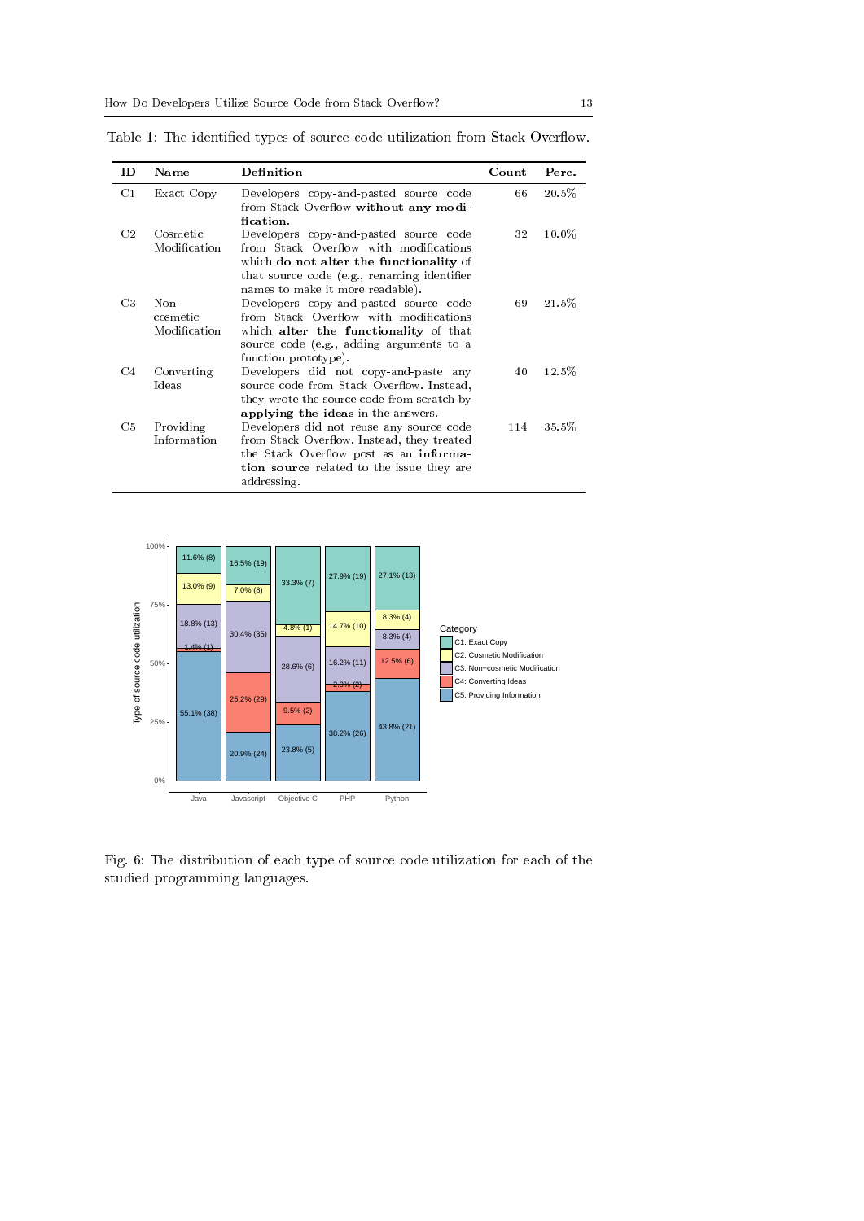Table 1: The identified types of source code utilization from Stack Overflow.

| ID | Name | Definition | Count | Perc. |
|---|---|---|---|---|
| C1 | Exact Copy | Developers copy-and-pasted source code from Stack Overflow **without any modification.** | 66 | 20.5% |
| C2 | Cosmetic Modification | Developers copy-and-pasted source code from Stack Overflow with modifications which **do not alter the functionality** of that source code (e.g., renaming identifier names to make it more readable). | 32 | 10.0% |
| C3 | Non-cosmetic Modification | Developers copy-and-pasted source code from Stack Overflow with modifications which **alter the functionality** of that source code (e.g., adding arguments to a function prototype). | 69 | 21.5% |
| C4 | Converting Ideas | Developers did not copy-and-paste any source code from Stack Overflow. Instead, they wrote the source code from scratch by **applying the ideas** in the answers. | 40 | 12.5% |
| C5 | Providing Information | Developers did not reuse any source code from Stack Overflow. Instead, they treated the Stack Overflow post as an **information source** related to the issue they are addressing. | 114 | 35.5% |

Fig. 6: The distribution of each type of source code utilization for each of the studied programming languages.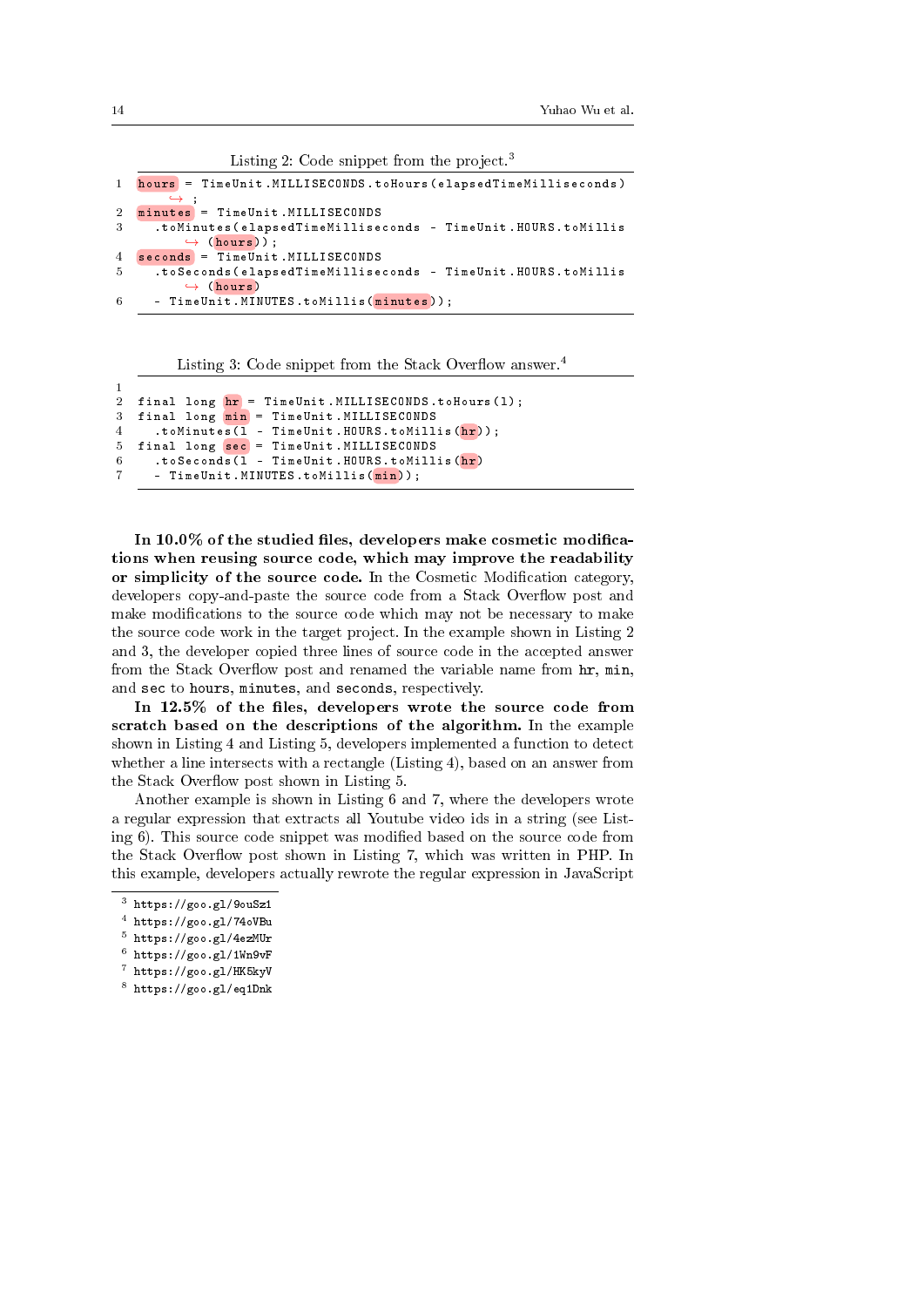Listing 2: Code snippet from the project.[3]

```
1  hours = TimeUnit.MILLISECONDS.toHours(elapsedTimeMilliseconds)
       ↪ ;
2  minutes = TimeUnit.MILLISECONDS
3    .toMinutes(elapsedTimeMilliseconds - TimeUnit.HOURS.toMillis
       ↪ (hours));
4  seconds = TimeUnit.MILLISECONDS
5    .toSeconds(elapsedTimeMilliseconds - TimeUnit.HOURS.toMillis
       ↪ (hours)
6    - TimeUnit.MINUTES.toMillis(minutes));
```

Listing 3: Code snippet from the Stack Overflow answer.[4]

```
1
2  final long hr = TimeUnit.MILLISECONDS.toHours(l);
3  final long min = TimeUnit.MILLISECONDS
4    .toMinutes(l - TimeUnit.HOURS.toMillis(hr));
5  final long sec = TimeUnit.MILLISECONDS
6    .toSeconds(l - TimeUnit.HOURS.toMillis(hr)
7    - TimeUnit.MINUTES.toMillis(min));
```

**In 10.0% of the studied files, developers make cosmetic modifications when reusing source code, which may improve the readability or simplicity of the source code.** In the Cosmetic Modification category, developers copy-and-paste the source code from a Stack Overflow post and make modifications to the source code which may not be necessary to make the source code work in the target project. In the example shown in Listing 2 and 3, the developer copied three lines of source code in the accepted answer from the Stack Overflow post and renamed the variable name from `hr`, `min`, and `sec` to `hours`, `minutes`, and `seconds`, respectively.

**In 12.5% of the files, developers wrote the source code from scratch based on the descriptions of the algorithm.** In the example shown in Listing 4 and Listing 5, developers implemented a function to detect whether a line intersects with a rectangle (Listing 4), based on an answer from the Stack Overflow post shown in Listing 5.

Another example is shown in Listing 6 and 7, where the developers wrote a regular expression that extracts all Youtube video ids in a string (see Listing 6). This source code snippet was modified based on the source code from the Stack Overflow post shown in Listing 7, which was written in PHP. In this example, developers actually rewrote the regular expression in JavaScript

[3] https://goo.gl/9ouSz1

[4] https://goo.gl/74oVBu

[5] https://goo.gl/4ezMUr

[6] https://goo.gl/1Wn9vF

[7] https://goo.gl/HK5kyV

[8] https://goo.gl/eq1Dnk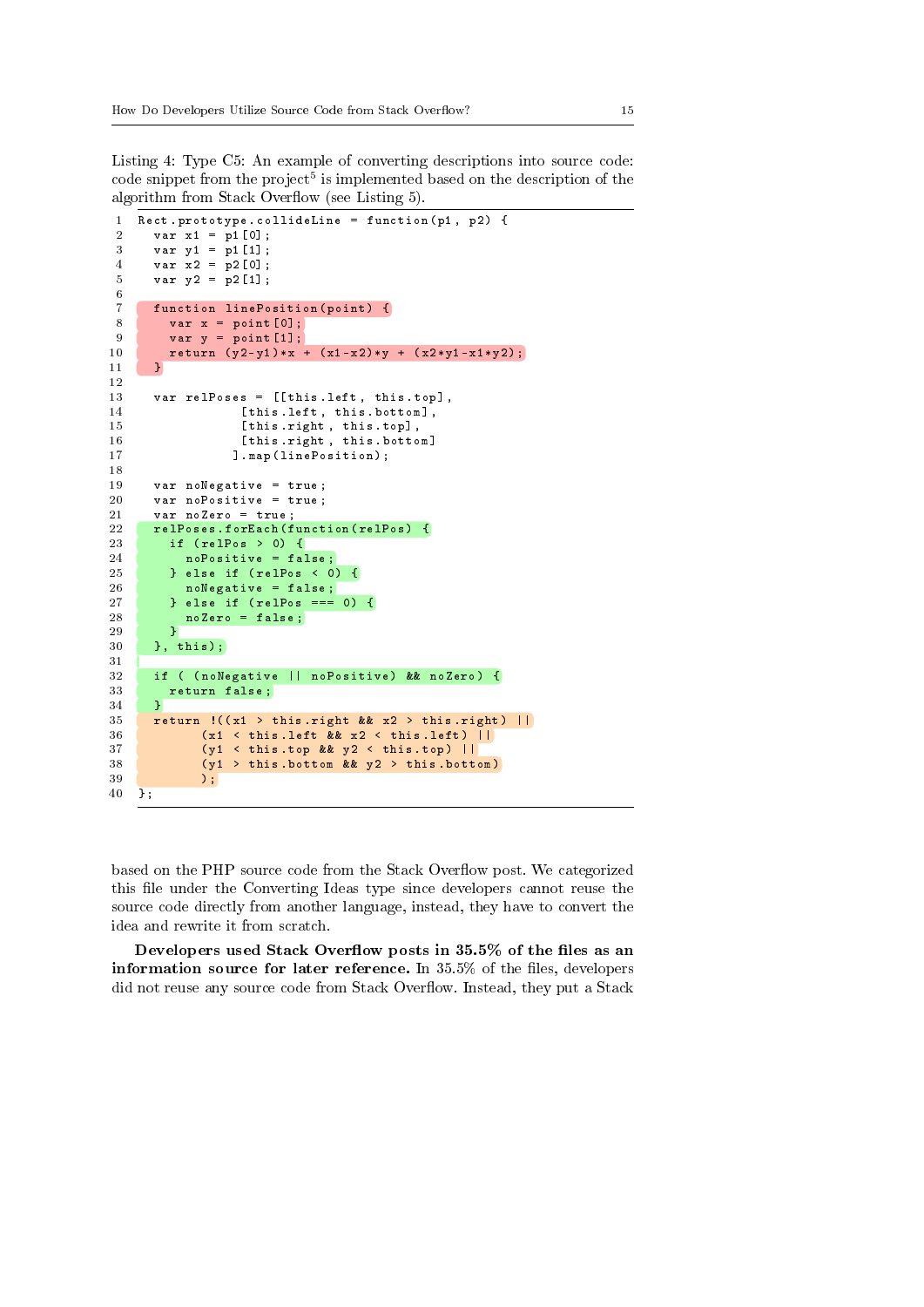Listing 4: Type C5: An example of converting descriptions into source code: code snippet from the project[5] is implemented based on the description of the algorithm from Stack Overflow (see Listing 5).

```
1  Rect.prototype.collideLine = function(p1, p2) {
2    var x1 = p1[0];
3    var y1 = p1[1];
4    var x2 = p2[0];
5    var y2 = p2[1];
6
7    function linePosition(point) {
8      var x = point[0];
9      var y = point[1];
10     return (y2-y1)*x + (x1-x2)*y + (x2*y1-x1*y2);
11   }
12
13   var relPoses = [[this.left, this.top],
14                 [this.left, this.bottom],
15                 [this.right, this.top],
16                 [this.right, this.bottom]
17                ].map(linePosition);
18
19   var noNegative = true;
20   var noPositive = true;
21   var noZero = true;
22   relPoses.forEach(function(relPos) {
23     if (relPos > 0) {
24       noPositive = false;
25     } else if (relPos < 0) {
26       noNegative = false;
27     } else if (relPos === 0) {
28       noZero = false;
29     }
30   }, this);
31
32   if ( (noNegative || noPositive) && noZero) {
33     return false;
34   }
35   return !((x1 > this.right && x2 > this.right) ||
36          (x1 < this.left && x2 < this.left) ||
37          (y1 < this.top && y2 < this.top) ||
38          (y1 > this.bottom && y2 > this.bottom)
39          );
40 };
```

based on the PHP source code from the Stack Overflow post. We categorized this file under the Converting Ideas type since developers cannot reuse the source code directly from another language, instead, they have to convert the idea and rewrite it from scratch.

**Developers used Stack Overflow posts in 35.5% of the files as an information source for later reference.** In 35.5% of the files, developers did not reuse any source code from Stack Overflow. Instead, they put a Stack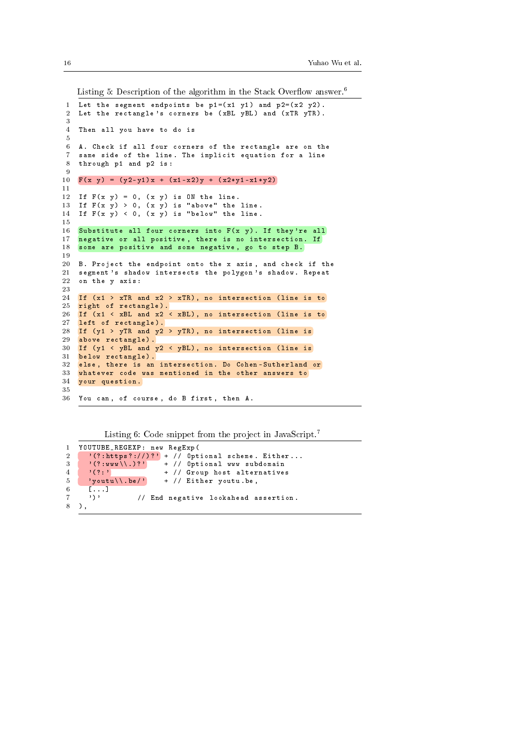Listing 5: Description of the algorithm in the Stack Overflow answer.[6]

```
Let the segment endpoints be p1=(x1 y1) and p2=(x2 y2).
Let the rectangle's corners be (xBL yBL) and (xTR yTR).

Then all you have to do is

A. Check if all four corners of the rectangle are on the
same side of the line. The implicit equation for a line
through p1 and p2 is:

F(x y) = (y2-y1)x + (x1-x2)y + (x2*y1-x1*y2)

If F(x y) = 0, (x y) is ON the line.
If F(x y) > 0, (x y) is "above" the line.
If F(x y) < 0, (x y) is "below" the line.

Substitute all four corners into F(x y). If they're all
negative or all positive, there is no intersection. If
some are positive and some negative, go to step B.

B. Project the endpoint onto the x axis, and check if the
segment's shadow intersects the polygon's shadow. Repeat
on the y axis:

If (x1 > xTR and x2 > xTR), no intersection (line is to
right of rectangle).
If (x1 < xBL and x2 < xBL), no intersection (line is to
left of rectangle).
If (y1 > yTR and y2 > yTR), no intersection (line is
above rectangle).
If (y1 < yBL and y2 < yBL), no intersection (line is
below rectangle).
else, there is an intersection. Do Cohen-Sutherland or
whatever code was mentioned in the other answers to
your question.

You can, of course, do B first, then A.
```

Listing 6: Code snippet from the project in JavaScript.[7]

```
YOUTUBE_REGEXP: new RegExp(
  '(?:https?://)?' + // Optional scheme. Either...
  '(?:www\\.)?'    + // Optional www subdomain
  '(?:'            + // Group host alternatives
  'youtu\\.be/'    + // Either youtu.be,
  [...]
  ')'        // End negative lookahead assertion.
),
```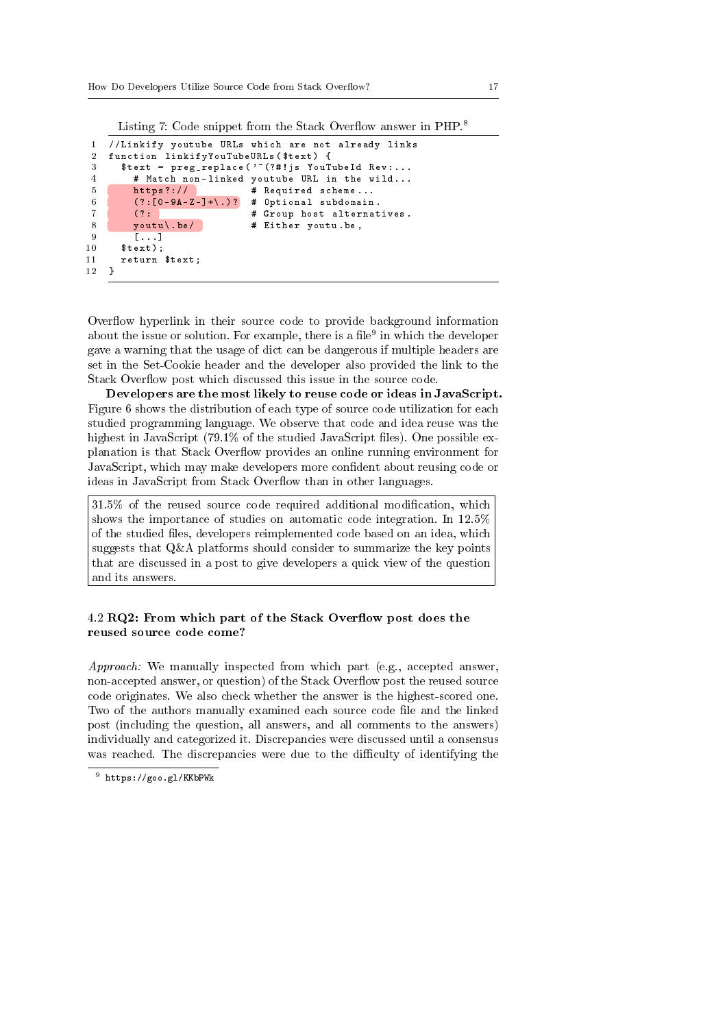Listing 7: Code snippet from the Stack Overflow answer in PHP.[8]

```
1  //Linkify youtube URLs which are not already links
2  function linkifyYouTubeURLs($text) {
3    $text = preg_replace('~(?#!js YouTubeId Rev:...
4      # Match non-linked youtube URL in the wild...
5      https?://           # Required scheme...
6      (?:[0-9A-Z-]+\.)?  # Optional subdomain.
7      (?:                 # Group host alternatives.
8      youtu\.be/          # Either youtu.be,
9      [...]
10   $text);
11   return $text;
12 }
```

Overflow hyperlink in their source code to provide background information about the issue or solution. For example, there is a file[9] in which the developer gave a warning that the usage of dict can be dangerous if multiple headers are set in the Set-Cookie header and the developer also provided the link to the Stack Overflow post which discussed this issue in the source code.

**Developers are the most likely to reuse code or ideas in JavaScript.** Figure 6 shows the distribution of each type of source code utilization for each studied programming language. We observe that code and idea reuse was the highest in JavaScript (79.1% of the studied JavaScript files). One possible explanation is that Stack Overflow provides an online running environment for JavaScript, which may make developers more confident about reusing code or ideas in JavaScript from Stack Overflow than in other languages.

> 31.5% of the reused source code required additional modification, which shows the importance of studies on automatic code integration. In 12.5% of the studied files, developers reimplemented code based on an idea, which suggests that Q&A platforms should consider to summarize the key points that are discussed in a post to give developers a quick view of the question and its answers.

### 4.2 RQ2: From which part of the Stack Overflow post does the reused source code come?

*Approach:* We manually inspected from which part (e.g., accepted answer, non-accepted answer, or question) of the Stack Overflow post the reused source code originates. We also check whether the answer is the highest-scored one. Two of the authors manually examined each source code file and the linked post (including the question, all answers, and all comments to the answers) individually and categorized it. Discrepancies were discussed until a consensus was reached. The discrepancies were due to the difficulty of identifying the

[9] https://goo.gl/KKbPWk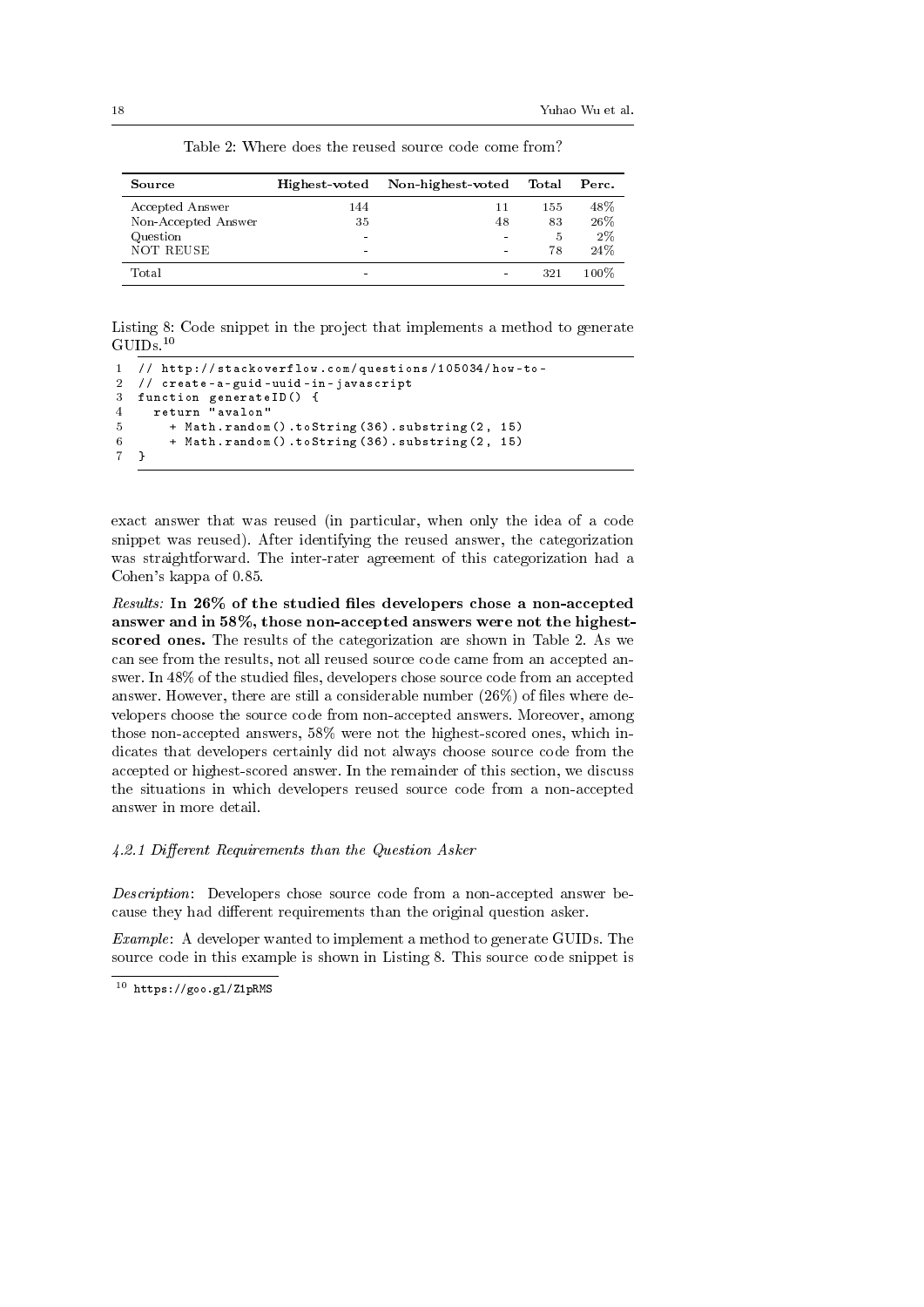Table 2: Where does the reused source code come from?

| Source | Highest-voted | Non-highest-voted | Total | Perc. |
|---|---|---|---|---|
| Accepted Answer | 144 | 11 | 155 | 48% |
| Non-Accepted Answer | 35 | 48 | 83 | 26% |
| Question | - | - | 5 | 2% |
| NOT REUSE | - | - | 78 | 24% |
| Total | - | - | 321 | 100% |

Listing 8: Code snippet in the project that implements a method to generate GUIDs.[10]

```
1  // http://stackoverflow.com/questions/105034/how-to-
2  // create-a-guid-uuid-in-javascript
3  function generateID() {
4    return "avalon"
5      + Math.random().toString(36).substring(2, 15)
6      + Math.random().toString(36).substring(2, 15)
7  }
```

exact answer that was reused (in particular, when only the idea of a code snippet was reused). After identifying the reused answer, the categorization was straightforward. The inter-rater agreement of this categorization had a Cohen's kappa of 0.85.

*Results:* **In 26% of the studied files developers chose a non-accepted answer and in 58%, those non-accepted answers were not the highest-scored ones.** The results of the categorization are shown in Table 2. As we can see from the results, not all reused source code came from an accepted answer. In 48% of the studied files, developers chose source code from an accepted answer. However, there are still a considerable number (26%) of files where developers choose the source code from non-accepted answers. Moreover, among those non-accepted answers, 58% were not the highest-scored ones, which indicates that developers certainly did not always choose source code from the accepted or highest-scored answer. In the remainder of this section, we discuss the situations in which developers reused source code from a non-accepted answer in more detail.

#### *4.2.1 Different Requirements than the Question Asker*

*Description*: Developers chose source code from a non-accepted answer because they had different requirements than the original question asker.

*Example*: A developer wanted to implement a method to generate GUIDs. The source code in this example is shown in Listing 8. This source code snippet is

[10] https://goo.gl/Z1pRMS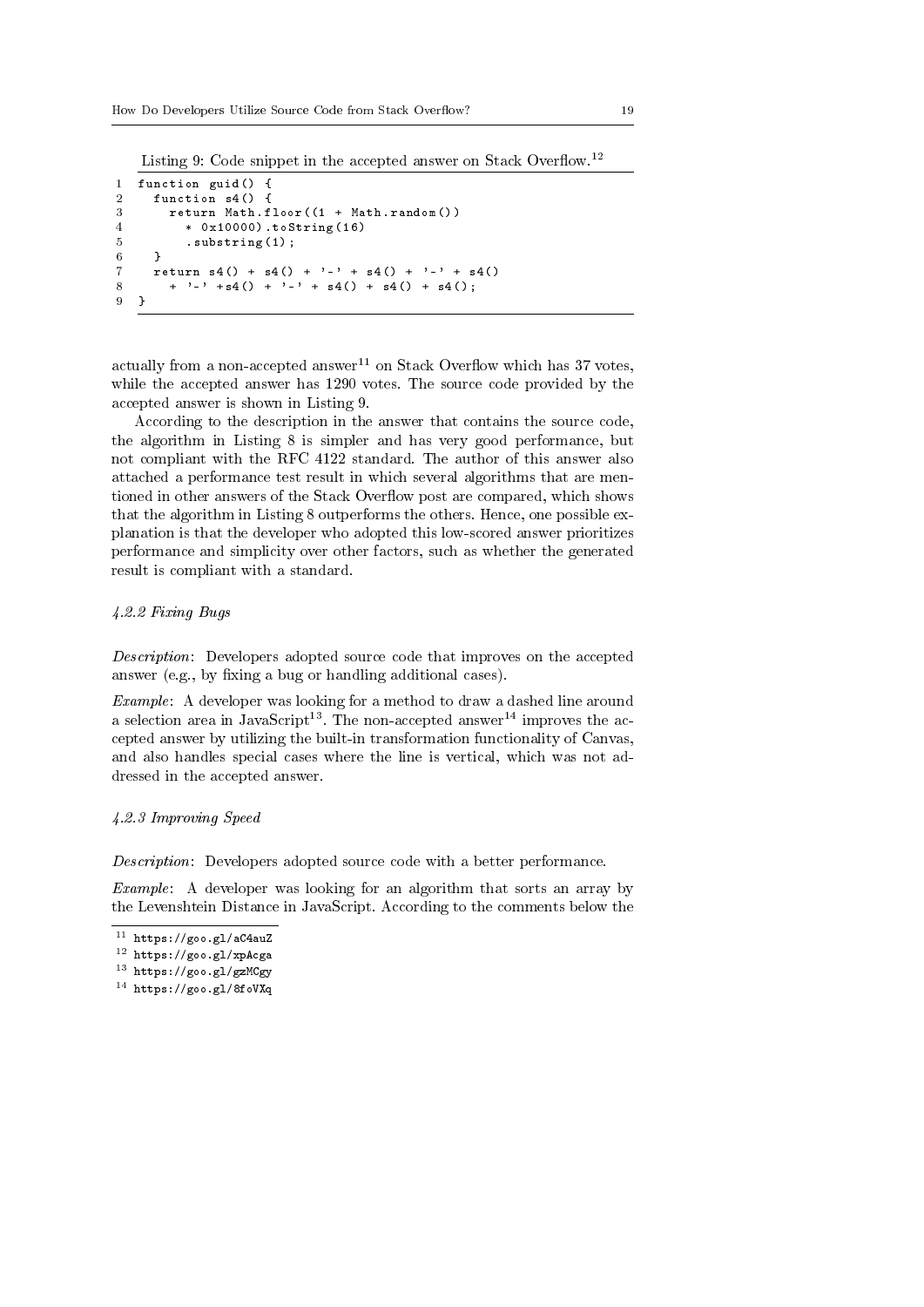Listing 9: Code snippet in the accepted answer on Stack Overflow.[12]

```
1  function guid() {
2    function s4() {
3      return Math.floor((1 + Math.random())
4        * 0x10000).toString(16)
5        .substring(1);
6    }
7    return s4() + s4() + '-' + s4() + '-' + s4()
8      + '-' +s4() + '-' + s4() + s4() + s4();
9  }
```

actually from a non-accepted answer[11] on Stack Overflow which has 37 votes, while the accepted answer has 1290 votes. The source code provided by the accepted answer is shown in Listing 9.

According to the description in the answer that contains the source code, the algorithm in Listing 8 is simpler and has very good performance, but not compliant with the RFC 4122 standard. The author of this answer also attached a performance test result in which several algorithms that are mentioned in other answers of the Stack Overflow post are compared, which shows that the algorithm in Listing 8 outperforms the others. Hence, one possible explanation is that the developer who adopted this low-scored answer prioritizes performance and simplicity over other factors, such as whether the generated result is compliant with a standard.

#### *4.2.2 Fixing Bugs*

*Description*: Developers adopted source code that improves on the accepted answer (e.g., by fixing a bug or handling additional cases).

*Example*: A developer was looking for a method to draw a dashed line around a selection area in JavaScript[13]. The non-accepted answer[14] improves the accepted answer by utilizing the built-in transformation functionality of Canvas, and also handles special cases where the line is vertical, which was not addressed in the accepted answer.

#### *4.2.3 Improving Speed*

*Description*: Developers adopted source code with a better performance.

*Example*: A developer was looking for an algorithm that sorts an array by the Levenshtein Distance in JavaScript. According to the comments below the

[11] https://goo.gl/aC4auZ
[12] https://goo.gl/xpAcga
[13] https://goo.gl/gzMCgy
[14] https://goo.gl/8foVXq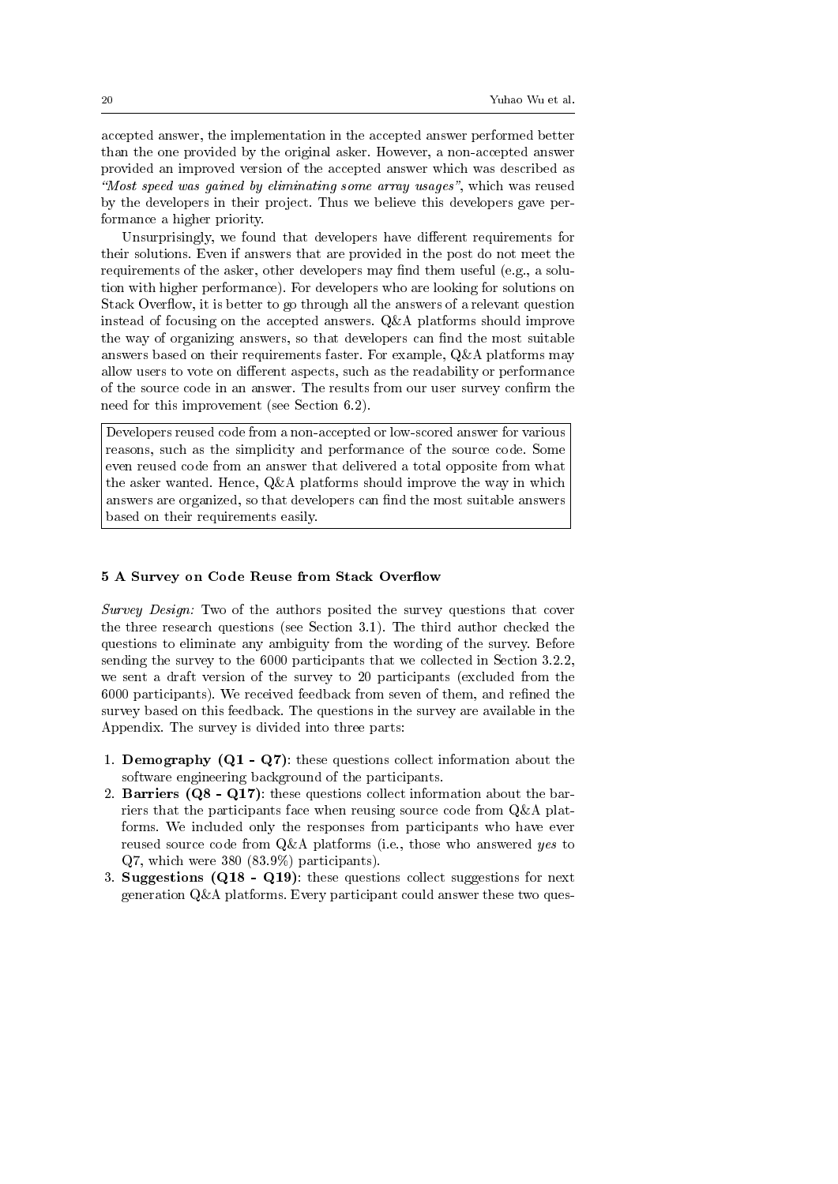accepted answer, the implementation in the accepted answer performed better than the one provided by the original asker. However, a non-accepted answer provided an improved version of the accepted answer which was described as *"Most speed was gained by eliminating some array usages"*, which was reused by the developers in their project. Thus we believe this developers gave performance a higher priority.

Unsurprisingly, we found that developers have different requirements for their solutions. Even if answers that are provided in the post do not meet the requirements of the asker, other developers may find them useful (e.g., a solution with higher performance). For developers who are looking for solutions on Stack Overflow, it is better to go through all the answers of a relevant question instead of focusing on the accepted answers. Q&A platforms should improve the way of organizing answers, so that developers can find the most suitable answers based on their requirements faster. For example, Q&A platforms may allow users to vote on different aspects, such as the readability or performance of the source code in an answer. The results from our user survey confirm the need for this improvement (see Section 6.2).

> Developers reused code from a non-accepted or low-scored answer for various reasons, such as the simplicity and performance of the source code. Some even reused code from an answer that delivered a total opposite from what the asker wanted. Hence, Q&A platforms should improve the way in which answers are organized, so that developers can find the most suitable answers based on their requirements easily.

## 5 A Survey on Code Reuse from Stack Overflow

*Survey Design:* Two of the authors posited the survey questions that cover the three research questions (see Section 3.1). The third author checked the questions to eliminate any ambiguity from the wording of the survey. Before sending the survey to the 6000 participants that we collected in Section 3.2.2, we sent a draft version of the survey to 20 participants (excluded from the 6000 participants). We received feedback from seven of them, and refined the survey based on this feedback. The questions in the survey are available in the Appendix. The survey is divided into three parts:

1. **Demography (Q1 - Q7)**: these questions collect information about the software engineering background of the participants.
2. **Barriers (Q8 - Q17)**: these questions collect information about the barriers that the participants face when reusing source code from Q&A platforms. We included only the responses from participants who have ever reused source code from Q&A platforms (i.e., those who answered *yes* to Q7, which were 380 (83.9%) participants).
3. **Suggestions (Q18 - Q19)**: these questions collect suggestions for next generation Q&A platforms. Every participant could answer these two ques-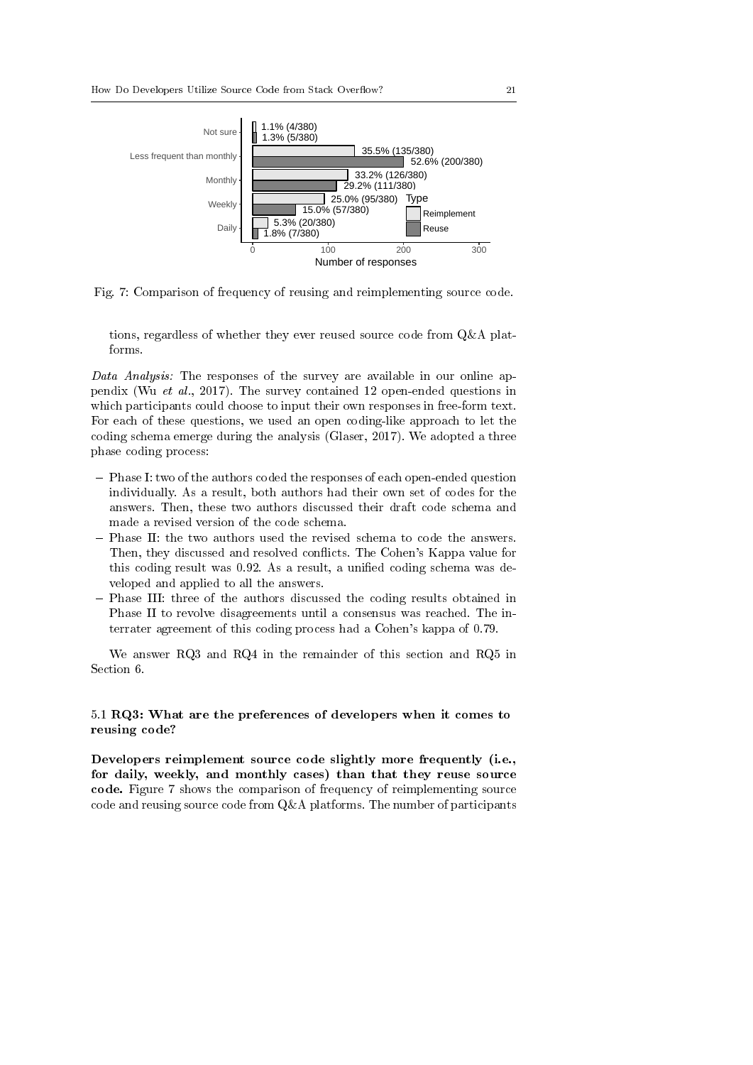Fig. 7: Comparison of frequency of reusing and reimplementing source code.

tions, regardless of whether they ever reused source code from Q&A platforms.

*Data Analysis:* The responses of the survey are available in our online appendix (Wu *et al.*, 2017). The survey contained 12 open-ended questions in which participants could choose to input their own responses in free-form text. For each of these questions, we used an open coding-like approach to let the coding schema emerge during the analysis (Glaser, 2017). We adopted a three phase coding process:

- Phase I: two of the authors coded the responses of each open-ended question individually. As a result, both authors had their own set of codes for the answers. Then, these two authors discussed their draft code schema and made a revised version of the code schema.
- Phase II: the two authors used the revised schema to code the answers. Then, they discussed and resolved conflicts. The Cohen's Kappa value for this coding result was 0.92. As a result, a unified coding schema was developed and applied to all the answers.
- Phase III: three of the authors discussed the coding results obtained in Phase II to revolve disagreements until a consensus was reached. The interrater agreement of this coding process had a Cohen's kappa of 0.79.

We answer RQ3 and RQ4 in the remainder of this section and RQ5 in Section 6.

### 5.1 RQ3: What are the preferences of developers when it comes to reusing code?

**Developers reimplement source code slightly more frequently (i.e., for daily, weekly, and monthly cases) than that they reuse source code.** Figure 7 shows the comparison of frequency of reimplementing source code and reusing source code from Q&A platforms. The number of participants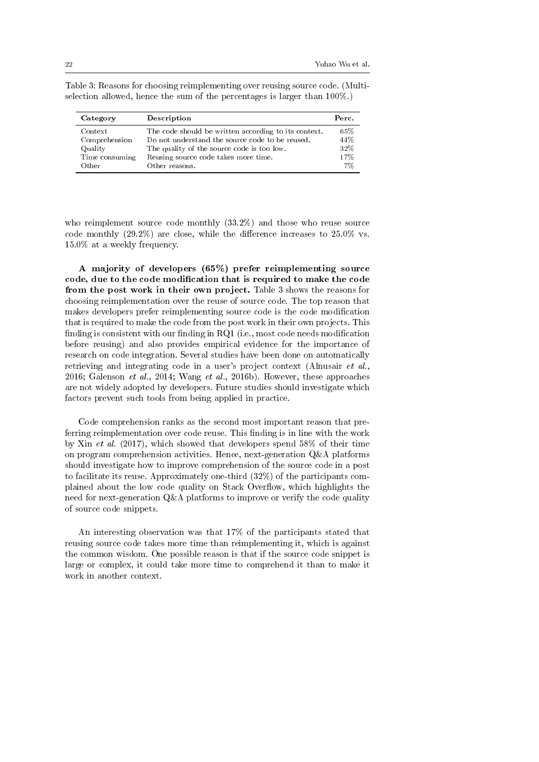Table 3: Reasons for choosing reimplementing over reusing source code. (Multi-selection allowed, hence the sum of the percentages is larger than 100%.)

| Category | Description | Perc. |
|---|---|---|
| Context | The code should be written according to its context. | 65% |
| Comprehension | Do not understand the source code to be reused. | 44% |
| Quality | The quality of the source code is too low. | 32% |
| Time consuming | Reusing source code takes more time. | 17% |
| Other | Other reasons. | 7% |

who reimplement source code monthly (33.2%) and those who reuse source code monthly (29.2%) are close, while the difference increases to 25.0% vs. 15.0% at a weekly frequency.

**A majority of developers (65%) prefer reimplementing source code, due to the code modification that is required to make the code from the post work in their own project.** Table 3 shows the reasons for choosing reimplementation over the reuse of source code. The top reason that makes developers prefer reimplementing source code is the code modification that is required to make the code from the post work in their own projects. This finding is consistent with our finding in RQ1 (i.e., most code needs modification before reusing) and also provides empirical evidence for the importance of research on code integration. Several studies have been done on automatically retrieving and integrating code in a user's project context (Alnusair *et al.*, 2016; Galenson *et al.*, 2014; Wang *et al.*, 2016b). However, these approaches are not widely adopted by developers. Future studies should investigate which factors prevent such tools from being applied in practice.

Code comprehension ranks as the second most important reason that preferring reimplementation over code reuse. This finding is in line with the work by Xin *et al.* (2017), which showed that developers spend 58% of their time on program comprehension activities. Hence, next-generation Q&A platforms should investigate how to improve comprehension of the source code in a post to facilitate its reuse. Approximately one-third (32%) of the participants complained about the low code quality on Stack Overflow, which highlights the need for next-generation Q&A platforms to improve or verify the code quality of source code snippets.

An interesting observation was that 17% of the participants stated that reusing source code takes more time than reimplementing it, which is against the common wisdom. One possible reason is that if the source code snippet is large or complex, it could take more time to comprehend it than to make it work in another context.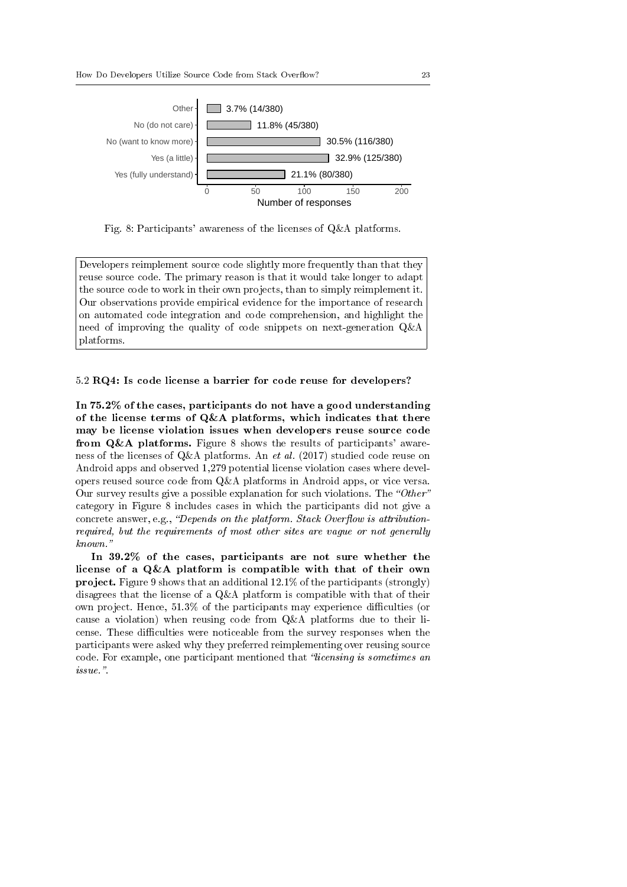Fig. 8: Participants' awareness of the licenses of Q&A platforms.

Developers reimplement source code slightly more frequently than that they reuse source code. The primary reason is that it would take longer to adapt the source code to work in their own projects, than to simply reimplement it. Our observations provide empirical evidence for the importance of research on automated code integration and code comprehension, and highlight the need of improving the quality of code snippets on next-generation Q&A platforms.

### 5.2 RQ4: Is code license a barrier for code reuse for developers?

**In 75.2% of the cases, participants do not have a good understanding of the license terms of Q&A platforms, which indicates that there may be license violation issues when developers reuse source code from Q&A platforms.** Figure 8 shows the results of participants' awareness of the licenses of Q&A platforms. An *et al.* (2017) studied code reuse on Android apps and observed 1,279 potential license violation cases where developers reused source code from Q&A platforms in Android apps, or vice versa. Our survey results give a possible explanation for such violations. The *"Other"* category in Figure 8 includes cases in which the participants did not give a concrete answer, e.g., *"Depends on the platform. Stack Overflow is attribution-required, but the requirements of most other sites are vague or not generally known."*

**In 39.2% of the cases, participants are not sure whether the license of a Q&A platform is compatible with that of their own project.** Figure 9 shows that an additional 12.1% of the participants (strongly) disagrees that the license of a Q&A platform is compatible with that of their own project. Hence, 51.3% of the participants may experience difficulties (or cause a violation) when reusing code from Q&A platforms due to their license. These difficulties were noticeable from the survey responses when the participants were asked why they preferred reimplementing over reusing source code. For example, one participant mentioned that *"licensing is sometimes an issue."*.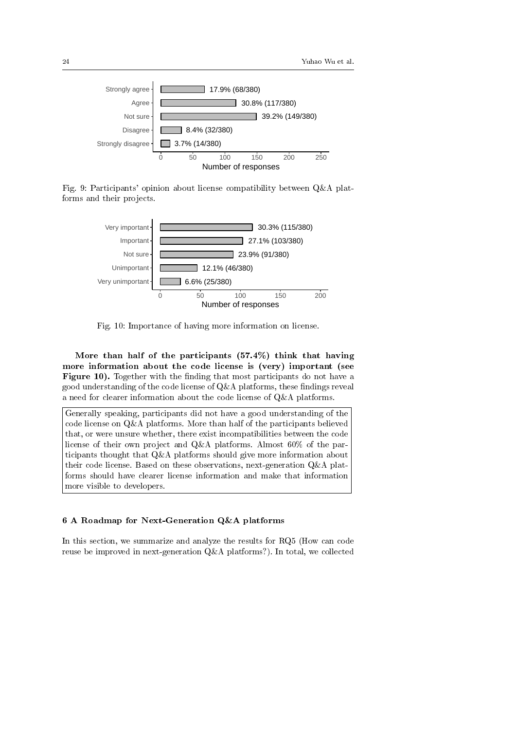Fig. 9: Participants' opinion about license compatibility between Q&A platforms and their projects.

Fig. 10: Importance of having more information on license.

**More than half of the participants (57.4%) think that having more information about the code license is (very) important (see Figure 10).** Together with the finding that most participants do not have a good understanding of the code license of Q&A platforms, these findings reveal a need for clearer information about the code license of Q&A platforms.

> Generally speaking, participants did not have a good understanding of the code license on Q&A platforms. More than half of the participants believed that, or were unsure whether, there exist incompatibilities between the code license of their own project and Q&A platforms. Almost 60% of the participants thought that Q&A platforms should give more information about their code license. Based on these observations, next-generation Q&A platforms should have clearer license information and make that information more visible to developers.

## 6 A Roadmap for Next-Generation Q&A platforms

In this section, we summarize and analyze the results for RQ5 (How can code reuse be improved in next-generation Q&A platforms?). In total, we collected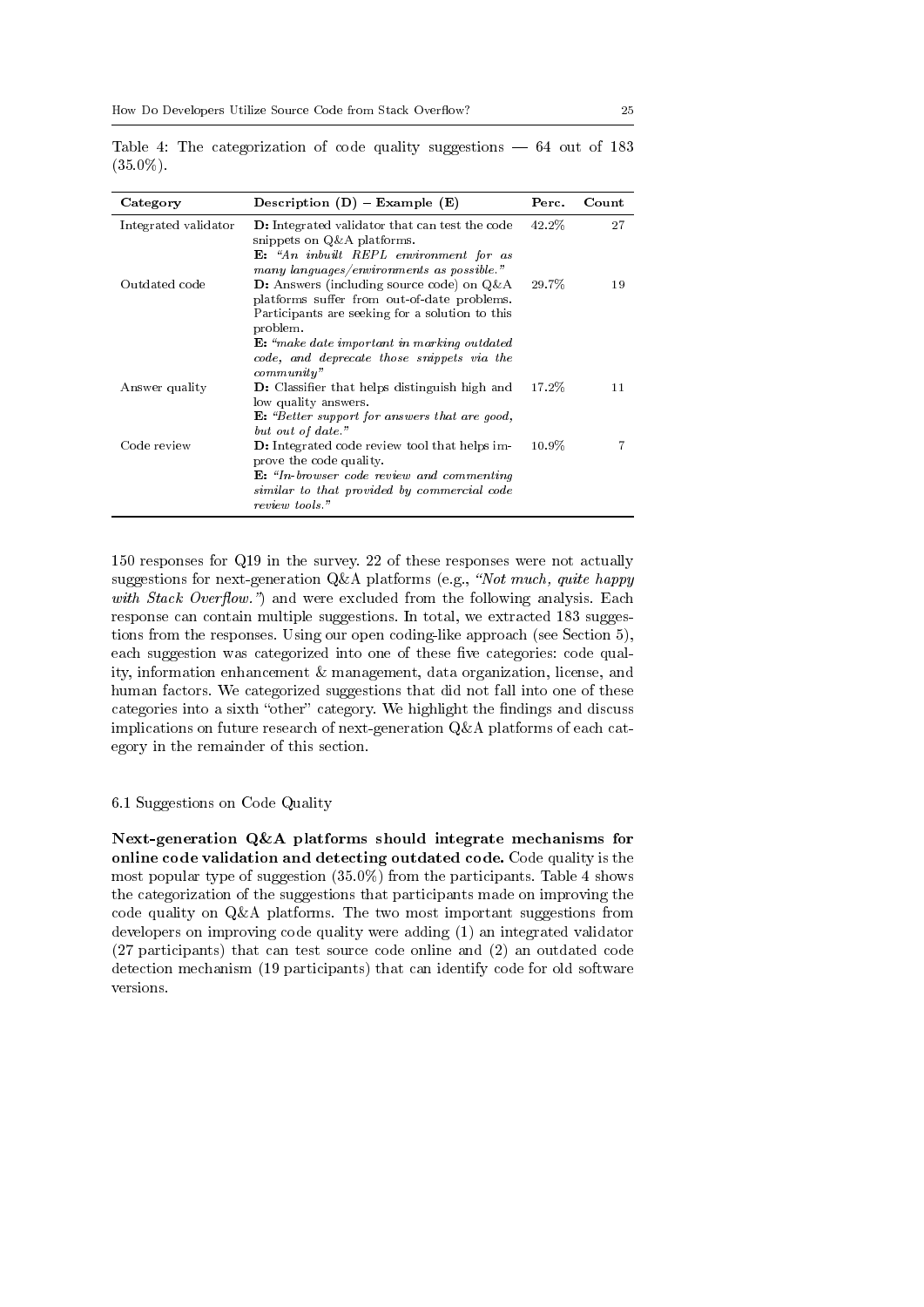Table 4: The categorization of code quality suggestions — 64 out of 183 (35.0%).

| Category | Description (D) – Example (E) | Perc. | Count |
|---|---|---|---|
| Integrated validator | **D:** Integrated validator that can test the code snippets on Q&A platforms. **E:** *"An inbuilt REPL environment for as many languages/environments as possible."* | 42.2% | 27 |
| Outdated code | **D:** Answers (including source code) on Q&A platforms suffer from out-of-date problems. Participants are seeking for a solution to this problem. **E:** *"make date important in marking outdated code, and deprecate those snippets via the community"* | 29.7% | 19 |
| Answer quality | **D:** Classifier that helps distinguish high and low quality answers. **E:** *"Better support for answers that are good, but out of date."* | 17.2% | 11 |
| Code review | **D:** Integrated code review tool that helps improve the code quality. **E:** *"In-browser code review and commenting similar to that provided by commercial code review tools."* | 10.9% | 7 |

150 responses for Q19 in the survey. 22 of these responses were not actually suggestions for next-generation Q&A platforms (e.g., *"Not much, quite happy with Stack Overflow."*) and were excluded from the following analysis. Each response can contain multiple suggestions. In total, we extracted 183 suggestions from the responses. Using our open coding-like approach (see Section 5), each suggestion was categorized into one of these five categories: code quality, information enhancement & management, data organization, license, and human factors. We categorized suggestions that did not fall into one of these categories into a sixth "other" category. We highlight the findings and discuss implications on future research of next-generation Q&A platforms of each category in the remainder of this section.

## 6.1 Suggestions on Code Quality

**Next-generation Q&A platforms should integrate mechanisms for online code validation and detecting outdated code.** Code quality is the most popular type of suggestion (35.0%) from the participants. Table 4 shows the categorization of the suggestions that participants made on improving the code quality on Q&A platforms. The two most important suggestions from developers on improving code quality were adding (1) an integrated validator (27 participants) that can test source code online and (2) an outdated code detection mechanism (19 participants) that can identify code for old software versions.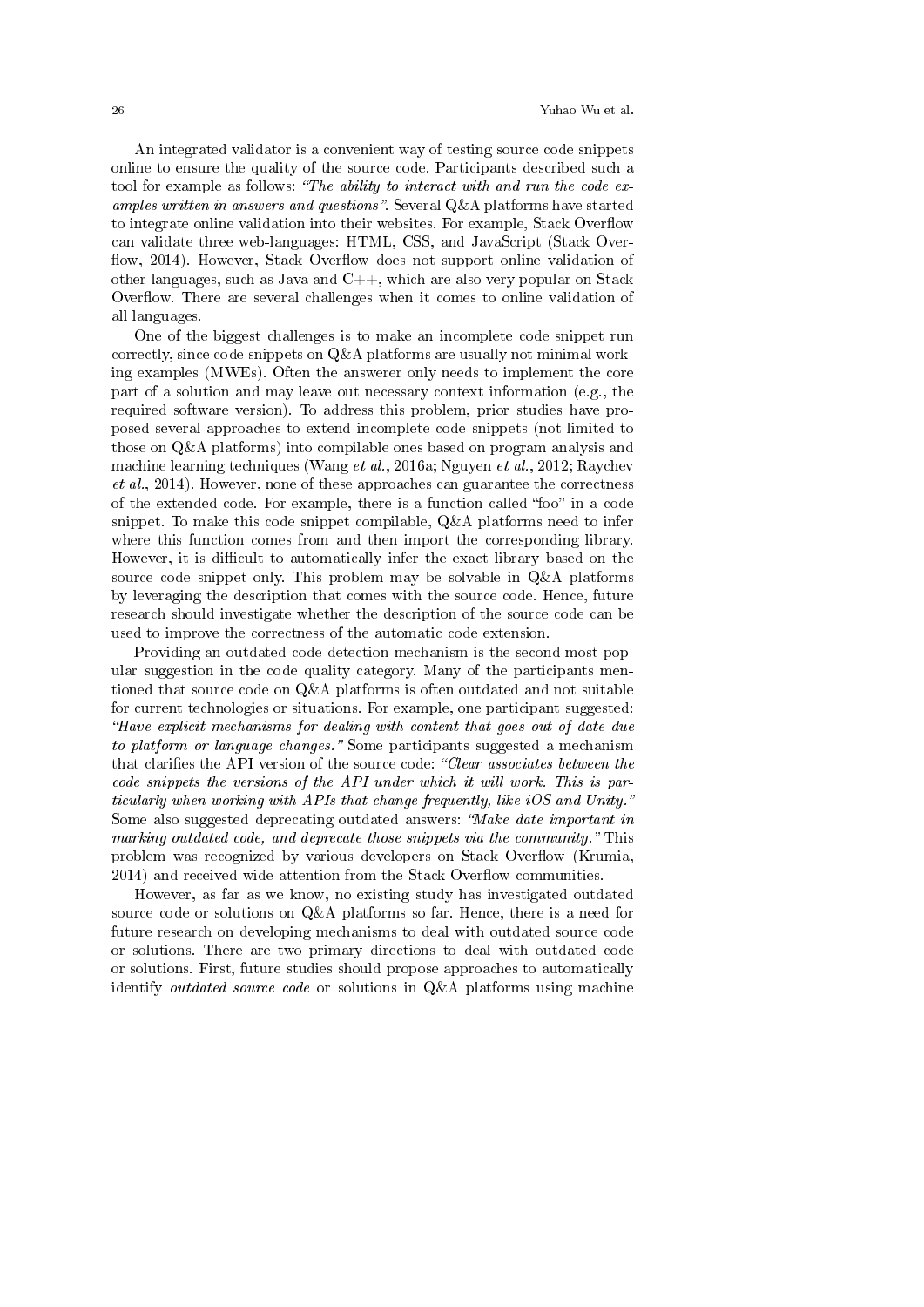An integrated validator is a convenient way of testing source code snippets online to ensure the quality of the source code. Participants described such a tool for example as follows: *"The ability to interact with and run the code examples written in answers and questions"*. Several Q&A platforms have started to integrate online validation into their websites. For example, Stack Overflow can validate three web-languages: HTML, CSS, and JavaScript (Stack Overflow, 2014). However, Stack Overflow does not support online validation of other languages, such as Java and C++, which are also very popular on Stack Overflow. There are several challenges when it comes to online validation of all languages.

One of the biggest challenges is to make an incomplete code snippet run correctly, since code snippets on Q&A platforms are usually not minimal working examples (MWEs). Often the answerer only needs to implement the core part of a solution and may leave out necessary context information (e.g., the required software version). To address this problem, prior studies have proposed several approaches to extend incomplete code snippets (not limited to those on Q&A platforms) into compilable ones based on program analysis and machine learning techniques (Wang *et al.*, 2016a; Nguyen *et al.*, 2012; Raychev *et al.*, 2014). However, none of these approaches can guarantee the correctness of the extended code. For example, there is a function called "foo" in a code snippet. To make this code snippet compilable, Q&A platforms need to infer where this function comes from and then import the corresponding library. However, it is difficult to automatically infer the exact library based on the source code snippet only. This problem may be solvable in Q&A platforms by leveraging the description that comes with the source code. Hence, future research should investigate whether the description of the source code can be used to improve the correctness of the automatic code extension.

Providing an outdated code detection mechanism is the second most popular suggestion in the code quality category. Many of the participants mentioned that source code on Q&A platforms is often outdated and not suitable for current technologies or situations. For example, one participant suggested: *"Have explicit mechanisms for dealing with content that goes out of date due to platform or language changes."* Some participants suggested a mechanism that clarifies the API version of the source code: *"Clear associates between the code snippets the versions of the API under which it will work. This is particularly when working with APIs that change frequently, like iOS and Unity."* Some also suggested deprecating outdated answers: *"Make date important in marking outdated code, and deprecate those snippets via the community."* This problem was recognized by various developers on Stack Overflow (Krumia, 2014) and received wide attention from the Stack Overflow communities.

However, as far as we know, no existing study has investigated outdated source code or solutions on Q&A platforms so far. Hence, there is a need for future research on developing mechanisms to deal with outdated source code or solutions. There are two primary directions to deal with outdated code or solutions. First, future studies should propose approaches to automatically identify *outdated source code* or solutions in Q&A platforms using machine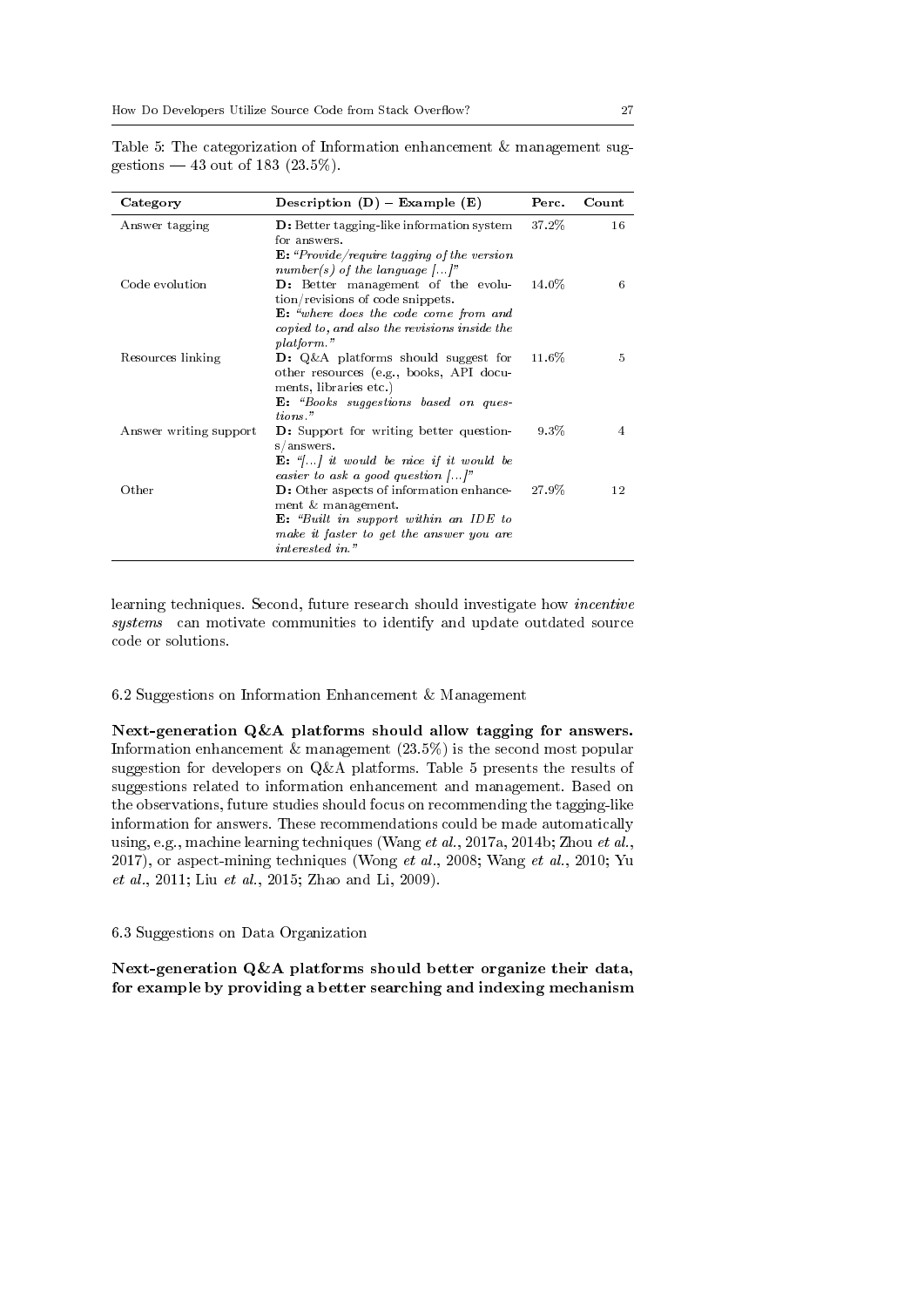Table 5: The categorization of Information enhancement & management suggestions — 43 out of 183 (23.5%).

| Category | Description (D) – Example (E) | Perc. | Count |
|---|---|---|---|
| Answer tagging | **D:** Better tagging-like information system for answers. **E:** *"Provide/require tagging of the version number(s) of the language [...]"* | 37.2% | 16 |
| Code evolution | **D:** Better management of the evolution/revisions of code snippets. **E:** *"where does the code come from and copied to, and also the revisions inside the platform."* | 14.0% | 6 |
| Resources linking | **D:** Q&A platforms should suggest for other resources (e.g., books, API documents, libraries etc.) **E:** *"Books suggestions based on questions."* | 11.6% | 5 |
| Answer writing support | **D:** Support for writing better questions/answers. **E:** *"[...] it would be nice if it would be easier to ask a good question [...]"* | 9.3% | 4 |
| Other | **D:** Other aspects of information enhancement & management. **E:** *"Built in support within an IDE to make it faster to get the answer you are interested in."* | 27.9% | 12 |

learning techniques. Second, future research should investigate how *incentive systems* can motivate communities to identify and update outdated source code or solutions.

### 6.2 Suggestions on Information Enhancement & Management

**Next-generation Q&A platforms should allow tagging for answers.** Information enhancement & management (23.5%) is the second most popular suggestion for developers on Q&A platforms. Table 5 presents the results of suggestions related to information enhancement and management. Based on the observations, future studies should focus on recommending the tagging-like information for answers. These recommendations could be made automatically using, e.g., machine learning techniques (Wang *et al.*, 2017a, 2014b; Zhou *et al.*, 2017), or aspect-mining techniques (Wong *et al.*, 2008; Wang *et al.*, 2010; Yu *et al.*, 2011; Liu *et al.*, 2015; Zhao and Li, 2009).

### 6.3 Suggestions on Data Organization

**Next-generation Q&A platforms should better organize their data, for example by providing a better searching and indexing mechanism**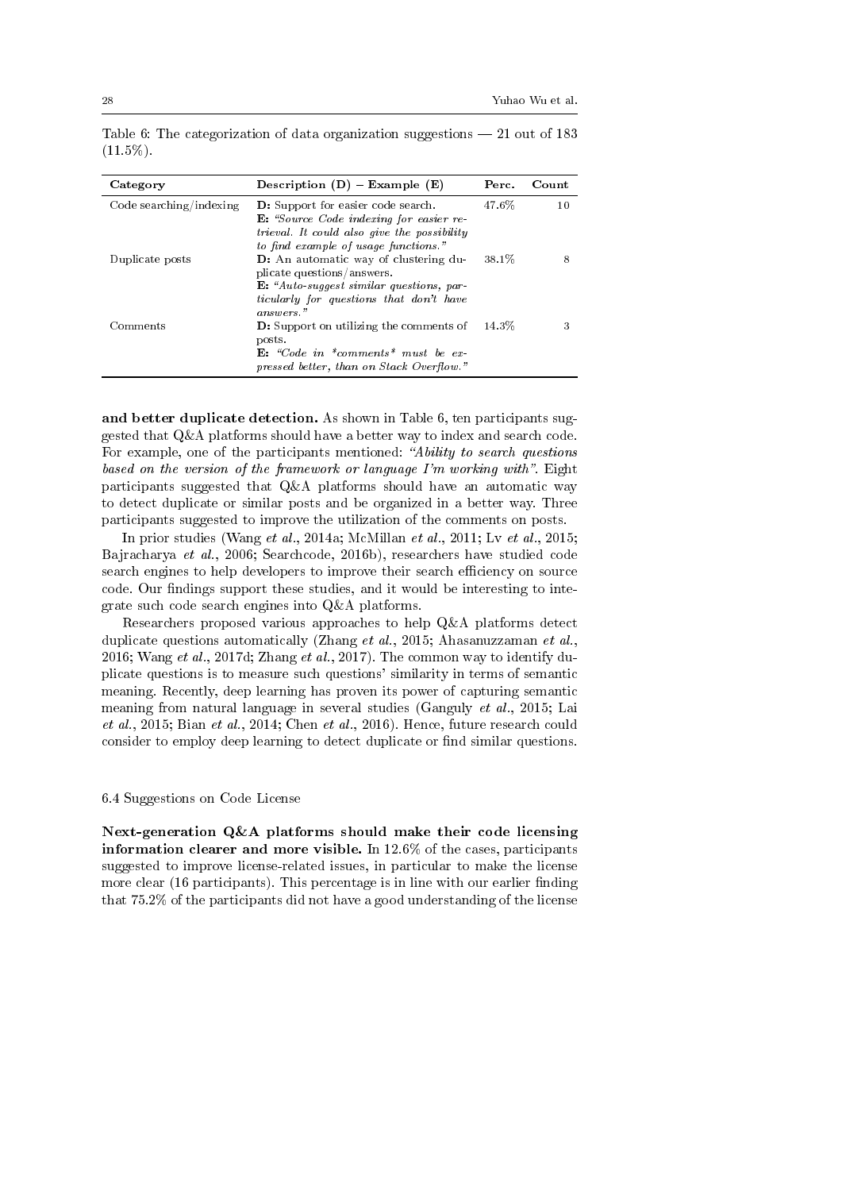Table 6: The categorization of data organization suggestions — 21 out of 183 (11.5%).

| Category | Description (D) – Example (E) | Perc. | Count |
|---|---|---|---|
| Code searching/indexing | **D:** Support for easier code search. **E:** *"Source Code indexing for easier retrieval. It could also give the possibility to find example of usage functions."* | 47.6% | 10 |
| Duplicate posts | **D:** An automatic way of clustering duplicate questions/answers. **E:** *"Auto-suggest similar questions, particularly for questions that don't have answers."* | 38.1% | 8 |
| Comments | **D:** Support on utilizing the comments of posts. **E:** *"Code in *comments* must be expressed better, than on Stack Overflow."* | 14.3% | 3 |

**and better duplicate detection.** As shown in Table 6, ten participants suggested that Q&A platforms should have a better way to index and search code. For example, one of the participants mentioned: *"Ability to search questions based on the version of the framework or language I'm working with"*. Eight participants suggested that Q&A platforms should have an automatic way to detect duplicate or similar posts and be organized in a better way. Three participants suggested to improve the utilization of the comments on posts.

In prior studies (Wang *et al.*, 2014a; McMillan *et al.*, 2011; Lv *et al.*, 2015; Bajracharya *et al.*, 2006; Searchcode, 2016b), researchers have studied code search engines to help developers to improve their search efficiency on source code. Our findings support these studies, and it would be interesting to integrate such code search engines into Q&A platforms.

Researchers proposed various approaches to help Q&A platforms detect duplicate questions automatically (Zhang *et al.*, 2015; Ahasanuzzaman *et al.*, 2016; Wang *et al.*, 2017d; Zhang *et al.*, 2017). The common way to identify duplicate questions is to measure such questions' similarity in terms of semantic meaning. Recently, deep learning has proven its power of capturing semantic meaning from natural language in several studies (Ganguly *et al.*, 2015; Lai *et al.*, 2015; Bian *et al.*, 2014; Chen *et al.*, 2016). Hence, future research could consider to employ deep learning to detect duplicate or find similar questions.

### 6.4 Suggestions on Code License

**Next-generation Q&A platforms should make their code licensing information clearer and more visible.** In 12.6% of the cases, participants suggested to improve license-related issues, in particular to make the license more clear (16 participants). This percentage is in line with our earlier finding that 75.2% of the participants did not have a good understanding of the license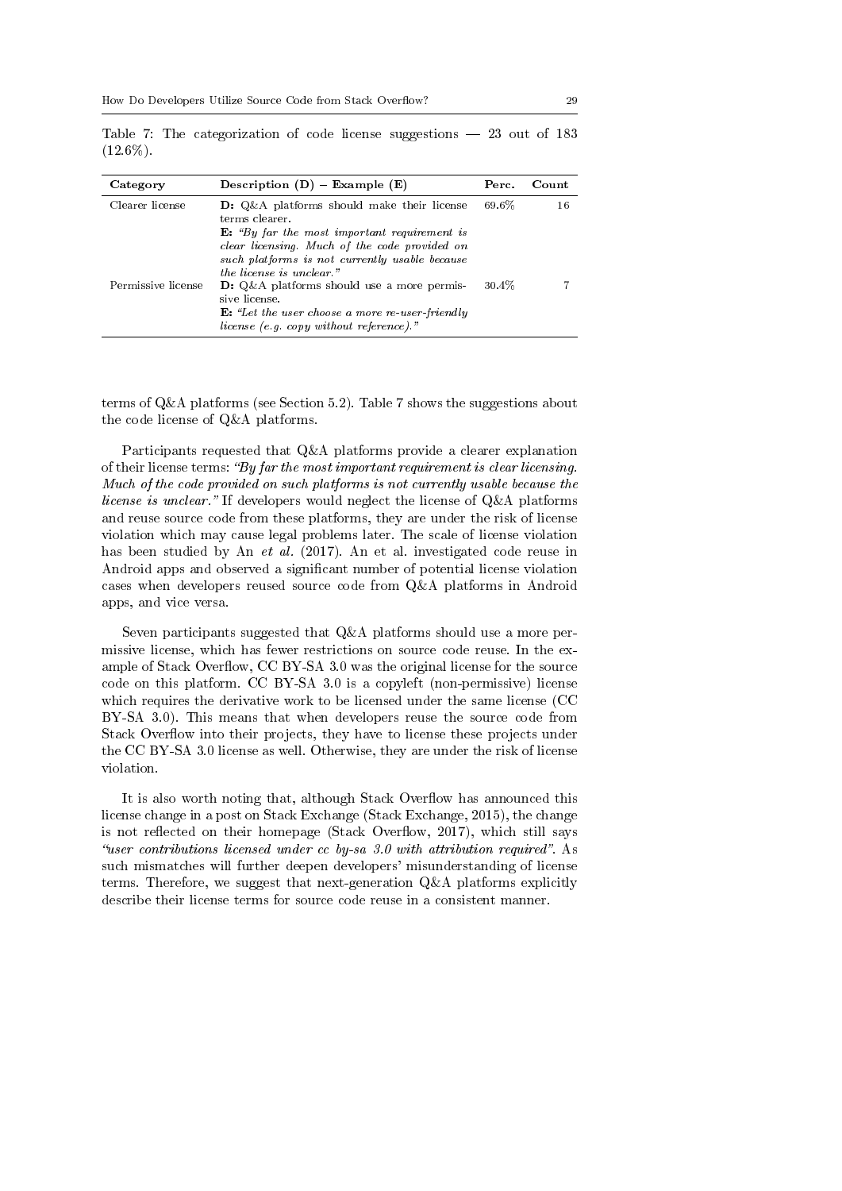Table 7: The categorization of code license suggestions — 23 out of 183 (12.6%).

| Category | Description (D) – Example (E) | Perc. | Count |
| --- | --- | --- | --- |
| Clearer license | **D:** Q&A platforms should make their license terms clearer. **E:** *"By far the most important requirement is clear licensing. Much of the code provided on such platforms is not currently usable because the license is unclear."* | 69.6% | 16 |
| Permissive license | **D:** Q&A platforms should use a more permissive license. **E:** *"Let the user choose a more re-user-friendly license (e.g. copy without reference)."* | 30.4% | 7 |

terms of Q&A platforms (see Section 5.2). Table 7 shows the suggestions about the code license of Q&A platforms.

Participants requested that Q&A platforms provide a clearer explanation of their license terms: *"By far the most important requirement is clear licensing. Much of the code provided on such platforms is not currently usable because the license is unclear."* If developers would neglect the license of Q&A platforms and reuse source code from these platforms, they are under the risk of license violation which may cause legal problems later. The scale of license violation has been studied by An *et al.* (2017). An et al. investigated code reuse in Android apps and observed a significant number of potential license violation cases when developers reused source code from Q&A platforms in Android apps, and vice versa.

Seven participants suggested that Q&A platforms should use a more permissive license, which has fewer restrictions on source code reuse. In the example of Stack Overflow, CC BY-SA 3.0 was the original license for the source code on this platform. CC BY-SA 3.0 is a copyleft (non-permissive) license which requires the derivative work to be licensed under the same license (CC BY-SA 3.0). This means that when developers reuse the source code from Stack Overflow into their projects, they have to license these projects under the CC BY-SA 3.0 license as well. Otherwise, they are under the risk of license violation.

It is also worth noting that, although Stack Overflow has announced this license change in a post on Stack Exchange (Stack Exchange, 2015), the change is not reflected on their homepage (Stack Overflow, 2017), which still says *"user contributions licensed under cc by-sa 3.0 with attribution required"*. As such mismatches will further deepen developers' misunderstanding of license terms. Therefore, we suggest that next-generation Q&A platforms explicitly describe their license terms for source code reuse in a consistent manner.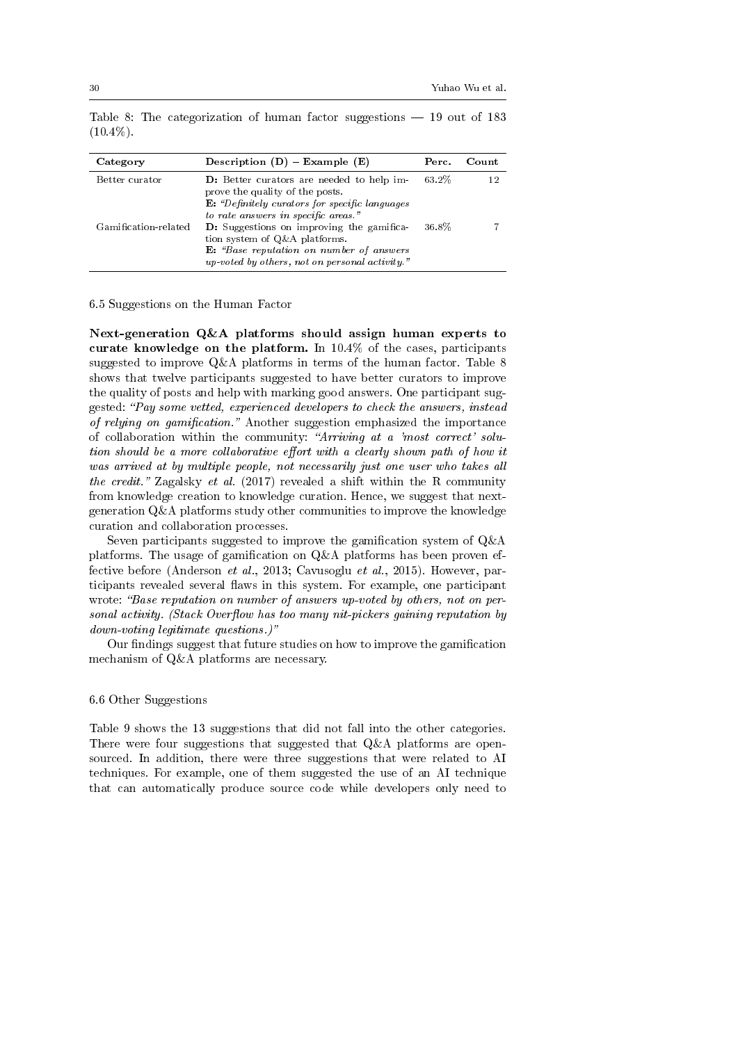Table 8: The categorization of human factor suggestions — 19 out of 183 (10.4%).

| Category | Description (D) – Example (E) | Perc. | Count |
|---|---|---|---|
| Better curator | **D:** Better curators are needed to help improve the quality of the posts. **E:** *"Definitely curators for specific languages to rate answers in specific areas."* | 63.2% | 12 |
| Gamification-related | **D:** Suggestions on improving the gamification system of Q&A platforms. **E:** *"Base reputation on number of answers up-voted by others, not on personal activity."* | 36.8% | 7 |

### 6.5 Suggestions on the Human Factor

**Next-generation Q&A platforms should assign human experts to curate knowledge on the platform.** In 10.4% of the cases, participants suggested to improve Q&A platforms in terms of the human factor. Table 8 shows that twelve participants suggested to have better curators to improve the quality of posts and help with marking good answers. One participant suggested: *"Pay some vetted, experienced developers to check the answers, instead of relying on gamification."* Another suggestion emphasized the importance of collaboration within the community: *"Arriving at a 'most correct' solution should be a more collaborative effort with a clearly shown path of how it was arrived at by multiple people, not necessarily just one user who takes all the credit."* Zagalsky *et al.* (2017) revealed a shift within the R community from knowledge creation to knowledge curation. Hence, we suggest that next-generation Q&A platforms study other communities to improve the knowledge curation and collaboration processes.

Seven participants suggested to improve the gamification system of Q&A platforms. The usage of gamification on Q&A platforms has been proven effective before (Anderson *et al.*, 2013; Cavusoglu *et al.*, 2015). However, participants revealed several flaws in this system. For example, one participant wrote: *"Base reputation on number of answers up-voted by others, not on personal activity. (Stack Overflow has too many nit-pickers gaining reputation by down-voting legitimate questions.)"*

Our findings suggest that future studies on how to improve the gamification mechanism of Q&A platforms are necessary.

### 6.6 Other Suggestions

Table 9 shows the 13 suggestions that did not fall into the other categories. There were four suggestions that suggested that Q&A platforms are open-sourced. In addition, there were three suggestions that were related to AI techniques. For example, one of them suggested the use of an AI technique that can automatically produce source code while developers only need to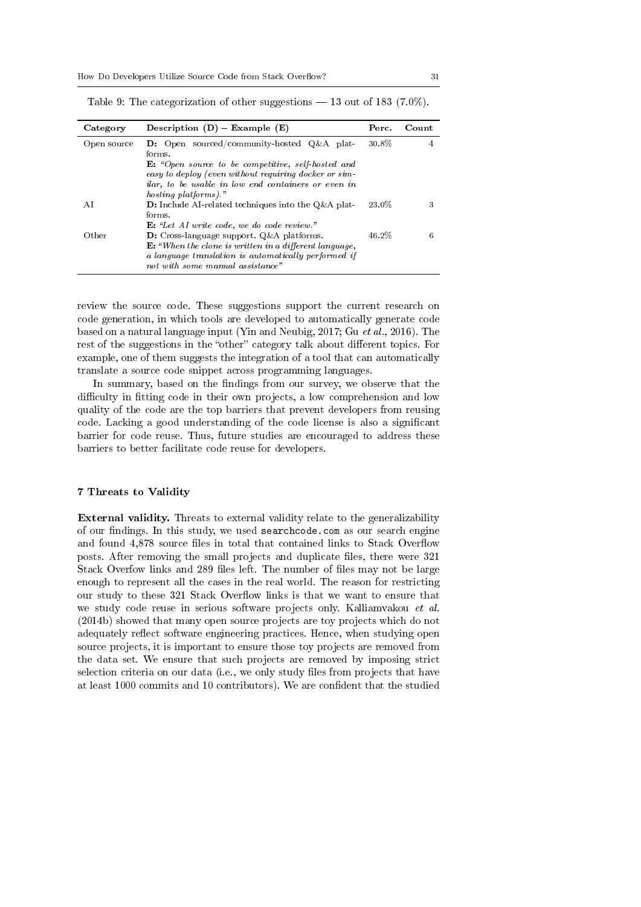Table 9: The categorization of other suggestions — 13 out of 183 (7.0%).

| Category | Description (D) – Example (E) | Perc. | Count |
|---|---|---|---|
| Open source | **D:** Open sourced/community-hosted Q&A platforms. **E:** *"Open source to be competitive, self-hosted and easy to deploy (even without requiring docker or similar, to be usable in low end containers or even in hosting platforms)."* | 30.8% | 4 |
| AI | **D:** Include AI-related techniques into the Q&A platforms. **E:** *"Let AI write code, we do code review."* | 23.0% | 3 |
| Other | **D:** Cross-language support. Q&A platforms. **E:** *"When the clone is written in a different language, a language translation is automatically performed if not with some manual assistance"* | 46.2% | 6 |

review the source code. These suggestions support the current research on code generation, in which tools are developed to automatically generate code based on a natural language input (Yin and Neubig, 2017; Gu *et al.*, 2016). The rest of the suggestions in the "other" category talk about different topics. For example, one of them suggests the integration of a tool that can automatically translate a source code snippet across programming languages.

In summary, based on the findings from our survey, we observe that the difficulty in fitting code in their own projects, a low comprehension and low quality of the code are the top barriers that prevent developers from reusing code. Lacking a good understanding of the code license is also a significant barrier for code reuse. Thus, future studies are encouraged to address these barriers to better facilitate code reuse for developers.

## 7 Threats to Validity

**External validity.** Threats to external validity relate to the generalizability of our findings. In this study, we used `searchcode.com` as our search engine and found 4,878 source files in total that contained links to Stack Overflow posts. After removing the small projects and duplicate files, there were 321 Stack Overfow links and 289 files left. The number of files may not be large enough to represent all the cases in the real world. The reason for restricting our study to these 321 Stack Overflow links is that we want to ensure that we study code reuse in serious software projects only. Kalliamvakou *et al.* (2014b) showed that many open source projects are toy projects which do not adequately reflect software engineering practices. Hence, when studying open source projects, it is important to ensure those toy projects are removed from the data set. We ensure that such projects are removed by imposing strict selection criteria on our data (i.e., we only study files from projects that have at least 1000 commits and 10 contributors). We are confident that the studied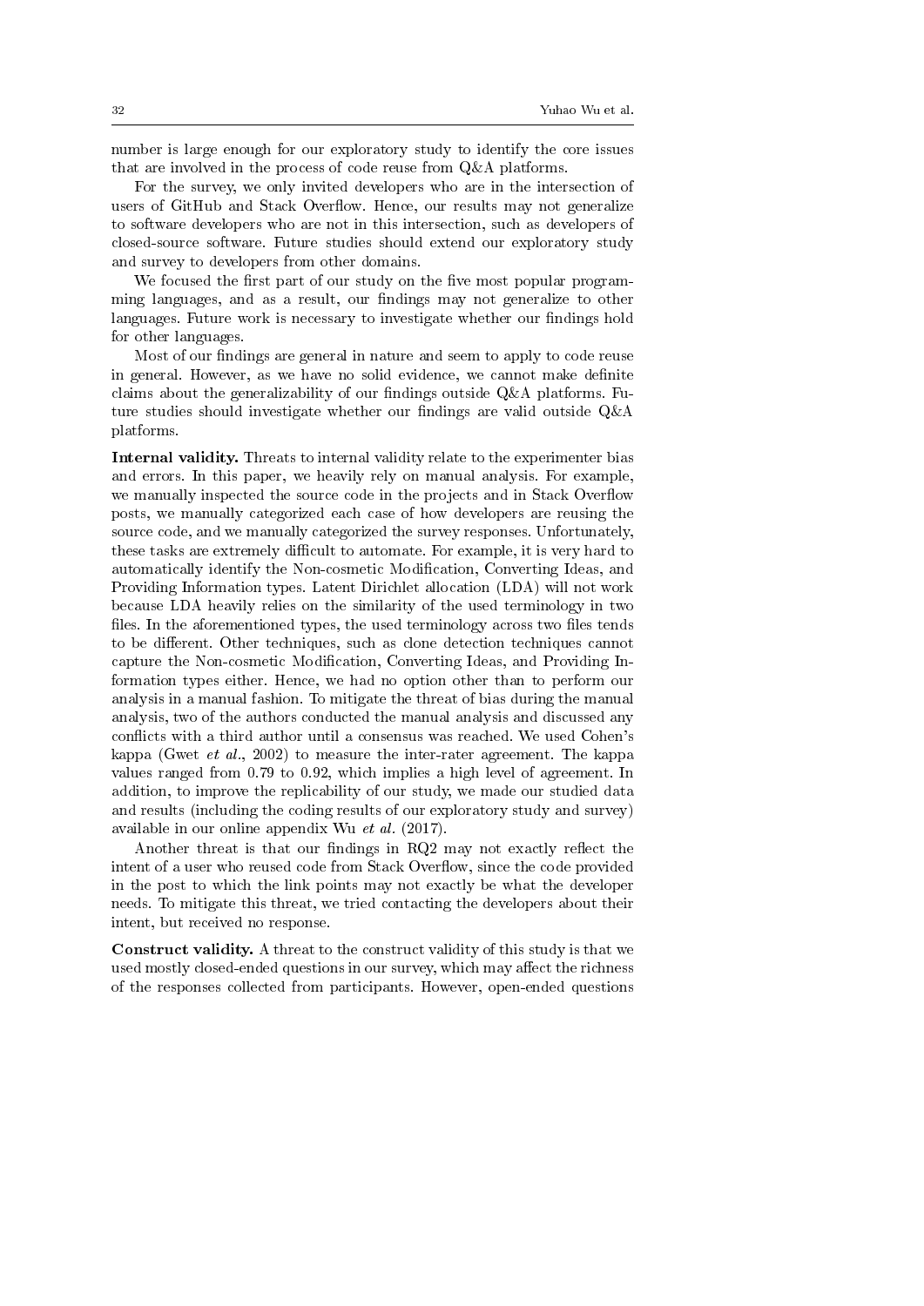number is large enough for our exploratory study to identify the core issues that are involved in the process of code reuse from Q&A platforms.

For the survey, we only invited developers who are in the intersection of users of GitHub and Stack Overflow. Hence, our results may not generalize to software developers who are not in this intersection, such as developers of closed-source software. Future studies should extend our exploratory study and survey to developers from other domains.

We focused the first part of our study on the five most popular programming languages, and as a result, our findings may not generalize to other languages. Future work is necessary to investigate whether our findings hold for other languages.

Most of our findings are general in nature and seem to apply to code reuse in general. However, as we have no solid evidence, we cannot make definite claims about the generalizability of our findings outside Q&A platforms. Future studies should investigate whether our findings are valid outside Q&A platforms.

**Internal validity.** Threats to internal validity relate to the experimenter bias and errors. In this paper, we heavily rely on manual analysis. For example, we manually inspected the source code in the projects and in Stack Overflow posts, we manually categorized each case of how developers are reusing the source code, and we manually categorized the survey responses. Unfortunately, these tasks are extremely difficult to automate. For example, it is very hard to automatically identify the Non-cosmetic Modification, Converting Ideas, and Providing Information types. Latent Dirichlet allocation (LDA) will not work because LDA heavily relies on the similarity of the used terminology in two files. In the aforementioned types, the used terminology across two files tends to be different. Other techniques, such as clone detection techniques cannot capture the Non-cosmetic Modification, Converting Ideas, and Providing Information types either. Hence, we had no option other than to perform our analysis in a manual fashion. To mitigate the threat of bias during the manual analysis, two of the authors conducted the manual analysis and discussed any conflicts with a third author until a consensus was reached. We used Cohen's kappa (Gwet *et al.*, 2002) to measure the inter-rater agreement. The kappa values ranged from 0.79 to 0.92, which implies a high level of agreement. In addition, to improve the replicability of our study, we made our studied data and results (including the coding results of our exploratory study and survey) available in our online appendix Wu *et al.* (2017).

Another threat is that our findings in RQ2 may not exactly reflect the intent of a user who reused code from Stack Overflow, since the code provided in the post to which the link points may not exactly be what the developer needs. To mitigate this threat, we tried contacting the developers about their intent, but received no response.

**Construct validity.** A threat to the construct validity of this study is that we used mostly closed-ended questions in our survey, which may affect the richness of the responses collected from participants. However, open-ended questions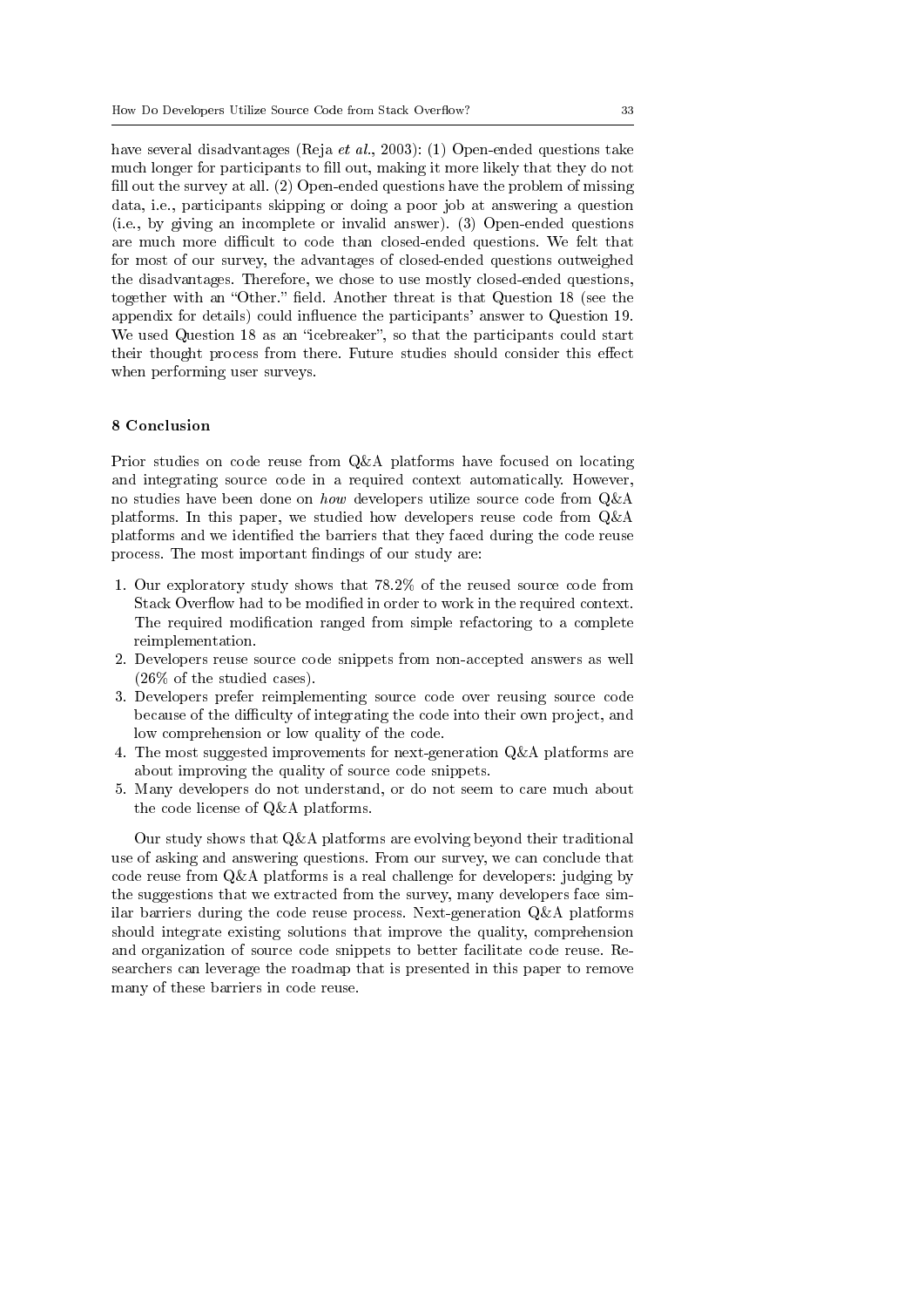have several disadvantages (Reja *et al.*, 2003): (1) Open-ended questions take much longer for participants to fill out, making it more likely that they do not fill out the survey at all. (2) Open-ended questions have the problem of missing data, i.e., participants skipping or doing a poor job at answering a question (i.e., by giving an incomplete or invalid answer). (3) Open-ended questions are much more difficult to code than closed-ended questions. We felt that for most of our survey, the advantages of closed-ended questions outweighed the disadvantages. Therefore, we chose to use mostly closed-ended questions, together with an "Other." field. Another threat is that Question 18 (see the appendix for details) could influence the participants' answer to Question 19. We used Question 18 as an "icebreaker", so that the participants could start their thought process from there. Future studies should consider this effect when performing user surveys.

## 8 Conclusion

Prior studies on code reuse from Q&A platforms have focused on locating and integrating source code in a required context automatically. However, no studies have been done on *how* developers utilize source code from Q&A platforms. In this paper, we studied how developers reuse code from Q&A platforms and we identified the barriers that they faced during the code reuse process. The most important findings of our study are:

1. Our exploratory study shows that 78.2% of the reused source code from Stack Overflow had to be modified in order to work in the required context. The required modification ranged from simple refactoring to a complete reimplementation.
2. Developers reuse source code snippets from non-accepted answers as well (26% of the studied cases).
3. Developers prefer reimplementing source code over reusing source code because of the difficulty of integrating the code into their own project, and low comprehension or low quality of the code.
4. The most suggested improvements for next-generation Q&A platforms are about improving the quality of source code snippets.
5. Many developers do not understand, or do not seem to care much about the code license of Q&A platforms.

Our study shows that Q&A platforms are evolving beyond their traditional use of asking and answering questions. From our survey, we can conclude that code reuse from Q&A platforms is a real challenge for developers: judging by the suggestions that we extracted from the survey, many developers face similar barriers during the code reuse process. Next-generation Q&A platforms should integrate existing solutions that improve the quality, comprehension and organization of source code snippets to better facilitate code reuse. Researchers can leverage the roadmap that is presented in this paper to remove many of these barriers in code reuse.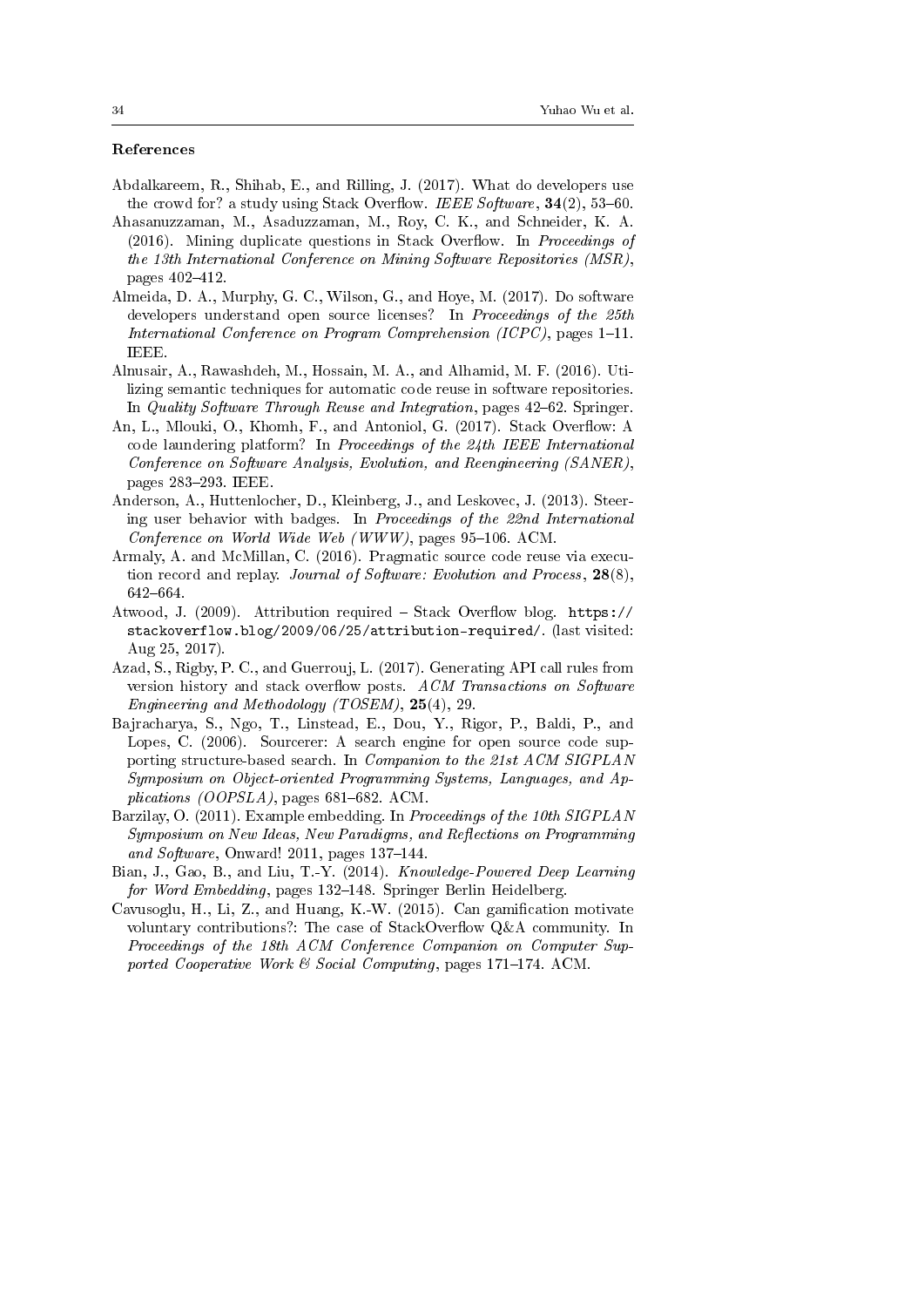## References

Abdalkareem, R., Shihab, E., and Rilling, J. (2017). What do developers use the crowd for? a study using Stack Overflow. *IEEE Software*, **34**(2), 53–60.

Ahasanuzzaman, M., Asaduzzaman, M., Roy, C. K., and Schneider, K. A. (2016). Mining duplicate questions in Stack Overflow. In *Proceedings of the 13th International Conference on Mining Software Repositories (MSR)*, pages 402–412.

Almeida, D. A., Murphy, G. C., Wilson, G., and Hoye, M. (2017). Do software developers understand open source licenses? In *Proceedings of the 25th International Conference on Program Comprehension (ICPC)*, pages 1–11. IEEE.

Alnusair, A., Rawashdeh, M., Hossain, M. A., and Alhamid, M. F. (2016). Utilizing semantic techniques for automatic code reuse in software repositories. In *Quality Software Through Reuse and Integration*, pages 42–62. Springer.

An, L., Mlouki, O., Khomh, F., and Antoniol, G. (2017). Stack Overflow: A code laundering platform? In *Proceedings of the 24th IEEE International Conference on Software Analysis, Evolution, and Reengineering (SANER)*, pages 283–293. IEEE.

Anderson, A., Huttenlocher, D., Kleinberg, J., and Leskovec, J. (2013). Steering user behavior with badges. In *Proceedings of the 22nd International Conference on World Wide Web (WWW)*, pages 95–106. ACM.

Armaly, A. and McMillan, C. (2016). Pragmatic source code reuse via execution record and replay. *Journal of Software: Evolution and Process*, **28**(8), 642–664.

Atwood, J. (2009). Attribution required – Stack Overflow blog. https://stackoverflow.blog/2009/06/25/attribution-required/. (last visited: Aug 25, 2017).

Azad, S., Rigby, P. C., and Guerrouj, L. (2017). Generating API call rules from version history and stack overflow posts. *ACM Transactions on Software Engineering and Methodology (TOSEM)*, **25**(4), 29.

Bajracharya, S., Ngo, T., Linstead, E., Dou, Y., Rigor, P., Baldi, P., and Lopes, C. (2006). Sourcerer: A search engine for open source code supporting structure-based search. In *Companion to the 21st ACM SIGPLAN Symposium on Object-oriented Programming Systems, Languages, and Applications (OOPSLA)*, pages 681–682. ACM.

Barzilay, O. (2011). Example embedding. In *Proceedings of the 10th SIGPLAN Symposium on New Ideas, New Paradigms, and Reflections on Programming and Software*, Onward! 2011, pages 137–144.

Bian, J., Gao, B., and Liu, T.-Y. (2014). *Knowledge-Powered Deep Learning for Word Embedding*, pages 132–148. Springer Berlin Heidelberg.

Cavusoglu, H., Li, Z., and Huang, K.-W. (2015). Can gamification motivate voluntary contributions?: The case of StackOverflow Q&A community. In *Proceedings of the 18th ACM Conference Companion on Computer Supported Cooperative Work & Social Computing*, pages 171–174. ACM.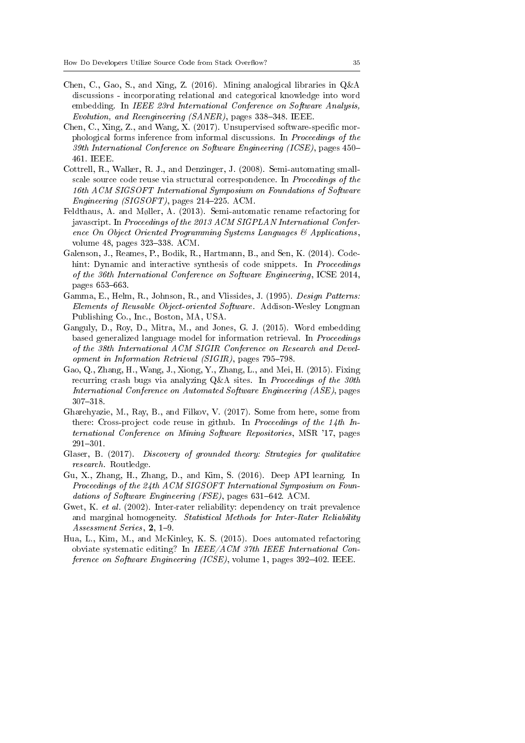Chen, C., Gao, S., and Xing, Z. (2016). Mining analogical libraries in Q&A discussions - incorporating relational and categorical knowledge into word embedding. In *IEEE 23rd International Conference on Software Analysis, Evolution, and Reengineering (SANER)*, pages 338–348. IEEE.

Chen, C., Xing, Z., and Wang, X. (2017). Unsupervised software-specific morphological forms inference from informal discussions. In *Proceedings of the 39th International Conference on Software Engineering (ICSE)*, pages 450–461. IEEE.

Cottrell, R., Walker, R. J., and Denzinger, J. (2008). Semi-automating small-scale source code reuse via structural correspondence. In *Proceedings of the 16th ACM SIGSOFT International Symposium on Foundations of Software Engineering (SIGSOFT)*, pages 214–225. ACM.

Feldthaus, A. and Møller, A. (2013). Semi-automatic rename refactoring for javascript. In *Proceedings of the 2013 ACM SIGPLAN International Conference On Object Oriented Programming Systems Languages & Applications*, volume 48, pages 323–338. ACM.

Galenson, J., Reames, P., Bodik, R., Hartmann, B., and Sen, K. (2014). Codehint: Dynamic and interactive synthesis of code snippets. In *Proceedings of the 36th International Conference on Software Engineering*, ICSE 2014, pages 653–663.

Gamma, E., Helm, R., Johnson, R., and Vlissides, J. (1995). *Design Patterns: Elements of Reusable Object-oriented Software*. Addison-Wesley Longman Publishing Co., Inc., Boston, MA, USA.

Ganguly, D., Roy, D., Mitra, M., and Jones, G. J. (2015). Word embedding based generalized language model for information retrieval. In *Proceedings of the 38th International ACM SIGIR Conference on Research and Development in Information Retrieval (SIGIR)*, pages 795–798.

Gao, Q., Zhang, H., Wang, J., Xiong, Y., Zhang, L., and Mei, H. (2015). Fixing recurring crash bugs via analyzing Q&A sites. In *Proceedings of the 30th International Conference on Automated Software Engineering (ASE)*, pages 307–318.

Gharehyazie, M., Ray, B., and Filkov, V. (2017). Some from here, some from there: Cross-project code reuse in github. In *Proceedings of the 14th International Conference on Mining Software Repositories*, MSR '17, pages 291–301.

Glaser, B. (2017). *Discovery of grounded theory: Strategies for qualitative research*. Routledge.

Gu, X., Zhang, H., Zhang, D., and Kim, S. (2016). Deep API learning. In *Proceedings of the 24th ACM SIGSOFT International Symposium on Foundations of Software Engineering (FSE)*, pages 631–642. ACM.

Gwet, K. *et al.* (2002). Inter-rater reliability: dependency on trait prevalence and marginal homogeneity. *Statistical Methods for Inter-Rater Reliability Assessment Series*, **2**, 1–9.

Hua, L., Kim, M., and McKinley, K. S. (2015). Does automated refactoring obviate systematic editing? In *IEEE/ACM 37th IEEE International Conference on Software Engineering (ICSE)*, volume 1, pages 392–402. IEEE.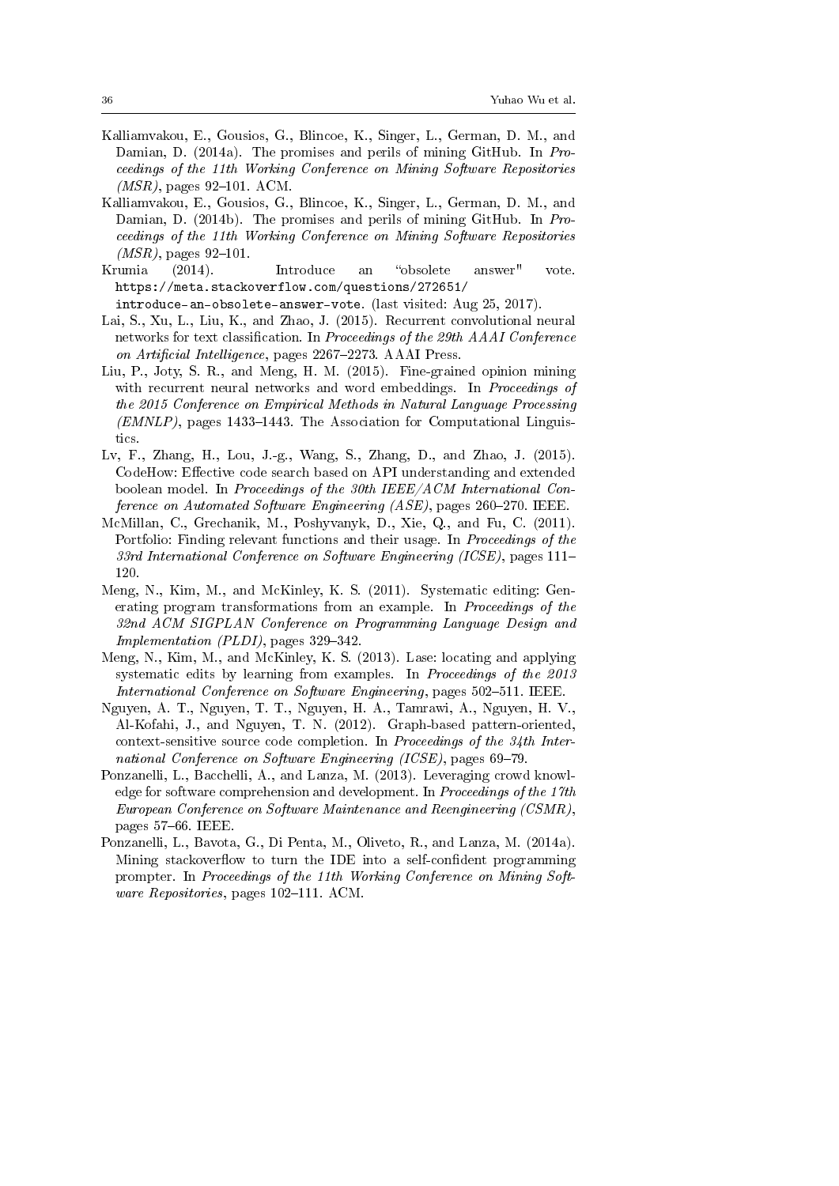Kalliamvakou, E., Gousios, G., Blincoe, K., Singer, L., German, D. M., and Damian, D. (2014a). The promises and perils of mining GitHub. In *Proceedings of the 11th Working Conference on Mining Software Repositories (MSR)*, pages 92–101. ACM.

Kalliamvakou, E., Gousios, G., Blincoe, K., Singer, L., German, D. M., and Damian, D. (2014b). The promises and perils of mining GitHub. In *Proceedings of the 11th Working Conference on Mining Software Repositories (MSR)*, pages 92–101.

Krumia (2014). Introduce an "obsolete answer" vote. `https://meta.stackoverflow.com/questions/272651/introduce-an-obsolete-answer-vote`. (last visited: Aug 25, 2017).

Lai, S., Xu, L., Liu, K., and Zhao, J. (2015). Recurrent convolutional neural networks for text classification. In *Proceedings of the 29th AAAI Conference on Artificial Intelligence*, pages 2267–2273. AAAI Press.

Liu, P., Joty, S. R., and Meng, H. M. (2015). Fine-grained opinion mining with recurrent neural networks and word embeddings. In *Proceedings of the 2015 Conference on Empirical Methods in Natural Language Processing (EMNLP)*, pages 1433–1443. The Association for Computational Linguistics.

Lv, F., Zhang, H., Lou, J.-g., Wang, S., Zhang, D., and Zhao, J. (2015). CodeHow: Effective code search based on API understanding and extended boolean model. In *Proceedings of the 30th IEEE/ACM International Conference on Automated Software Engineering (ASE)*, pages 260–270. IEEE.

McMillan, C., Grechanik, M., Poshyvanyk, D., Xie, Q., and Fu, C. (2011). Portfolio: Finding relevant functions and their usage. In *Proceedings of the 33rd International Conference on Software Engineering (ICSE)*, pages 111–120.

Meng, N., Kim, M., and McKinley, K. S. (2011). Systematic editing: Generating program transformations from an example. In *Proceedings of the 32nd ACM SIGPLAN Conference on Programming Language Design and Implementation (PLDI)*, pages 329–342.

Meng, N., Kim, M., and McKinley, K. S. (2013). Lase: locating and applying systematic edits by learning from examples. In *Proceedings of the 2013 International Conference on Software Engineering*, pages 502–511. IEEE.

Nguyen, A. T., Nguyen, T. T., Nguyen, H. A., Tamrawi, A., Nguyen, H. V., Al-Kofahi, J., and Nguyen, T. N. (2012). Graph-based pattern-oriented, context-sensitive source code completion. In *Proceedings of the 34th International Conference on Software Engineering (ICSE)*, pages 69–79.

Ponzanelli, L., Bacchelli, A., and Lanza, M. (2013). Leveraging crowd knowledge for software comprehension and development. In *Proceedings of the 17th European Conference on Software Maintenance and Reengineering (CSMR)*, pages 57–66. IEEE.

Ponzanelli, L., Bavota, G., Di Penta, M., Oliveto, R., and Lanza, M. (2014a). Mining stackoverflow to turn the IDE into a self-confident programming prompter. In *Proceedings of the 11th Working Conference on Mining Software Repositories*, pages 102–111. ACM.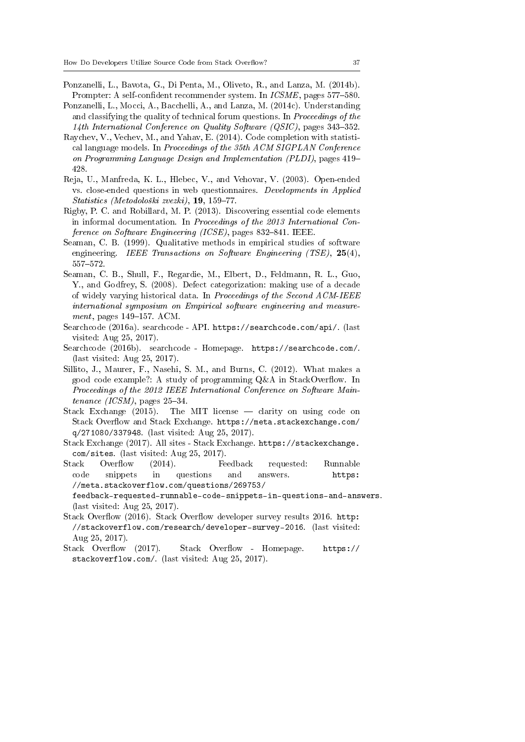Ponzanelli, L., Bavota, G., Di Penta, M., Oliveto, R., and Lanza, M. (2014b). Prompter: A self-confident recommender system. In *ICSME*, pages 577–580.

Ponzanelli, L., Mocci, A., Bacchelli, A., and Lanza, M. (2014c). Understanding and classifying the quality of technical forum questions. In *Proceedings of the 14th International Conference on Quality Software (QSIC)*, pages 343–352.

Raychev, V., Vechev, M., and Yahav, E. (2014). Code completion with statistical language models. In *Proceedings of the 35th ACM SIGPLAN Conference on Programming Language Design and Implementation (PLDI)*, pages 419–428.

Reja, U., Manfreda, K. L., Hlebec, V., and Vehovar, V. (2003). Open-ended vs. close-ended questions in web questionnaires. *Developments in Applied Statistics (Metodološki zvezki)*, **19**, 159–77.

Rigby, P. C. and Robillard, M. P. (2013). Discovering essential code elements in informal documentation. In *Proceedings of the 2013 International Conference on Software Engineering (ICSE)*, pages 832–841. IEEE.

Seaman, C. B. (1999). Qualitative methods in empirical studies of software engineering. *IEEE Transactions on Software Engineering (TSE)*, **25**(4), 557–572.

Seaman, C. B., Shull, F., Regardie, M., Elbert, D., Feldmann, R. L., Guo, Y., and Godfrey, S. (2008). Defect categorization: making use of a decade of widely varying historical data. In *Proceedings of the Second ACM-IEEE international symposium on Empirical software engineering and measurement*, pages 149–157. ACM.

Searchcode (2016a). searchcode - API. `https://searchcode.com/api/`. (last visited: Aug 25, 2017).

Searchcode (2016b). searchcode - Homepage. `https://searchcode.com/`. (last visited: Aug 25, 2017).

Sillito, J., Maurer, F., Nasehi, S. M., and Burns, C. (2012). What makes a good code example?: A study of programming Q&A in StackOverflow. In *Proceedings of the 2012 IEEE International Conference on Software Maintenance (ICSM)*, pages 25–34.

Stack Exchange (2015). The MIT license — clarity on using code on Stack Overflow and Stack Exchange. `https://meta.stackexchange.com/q/271080/337948`. (last visited: Aug 25, 2017).

Stack Exchange (2017). All sites - Stack Exchange. `https://stackexchange.com/sites`. (last visited: Aug 25, 2017).

Stack Overflow (2014). Feedback requested: Runnable code snippets in questions and answers. `https://meta.stackoverflow.com/questions/269753/feedback-requested-runnable-code-snippets-in-questions-and-answers`. (last visited: Aug 25, 2017).

Stack Overflow (2016). Stack Overflow developer survey results 2016. `http://stackoverflow.com/research/developer-survey-2016`. (last visited: Aug 25, 2017).

Stack Overflow (2017). Stack Overflow - Homepage. `https://stackoverflow.com/`. (last visited: Aug 25, 2017).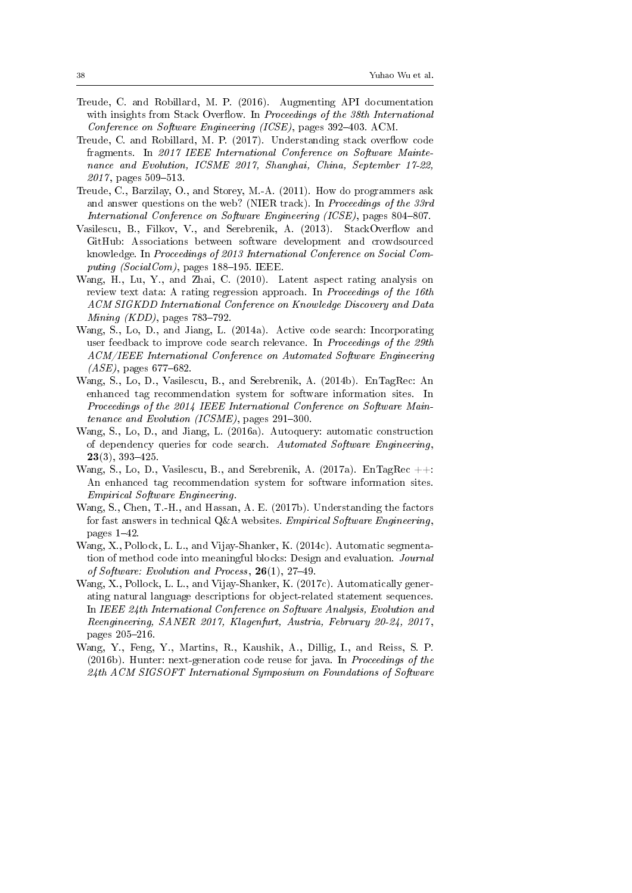Treude, C. and Robillard, M. P. (2016). Augmenting API documentation with insights from Stack Overflow. In *Proceedings of the 38th International Conference on Software Engineering (ICSE)*, pages 392–403. ACM.

Treude, C. and Robillard, M. P. (2017). Understanding stack overflow code fragments. In *2017 IEEE International Conference on Software Maintenance and Evolution, ICSME 2017, Shanghai, China, September 17-22, 2017*, pages 509–513.

Treude, C., Barzilay, O., and Storey, M.-A. (2011). How do programmers ask and answer questions on the web? (NIER track). In *Proceedings of the 33rd International Conference on Software Engineering (ICSE)*, pages 804–807.

Vasilescu, B., Filkov, V., and Serebrenik, A. (2013). StackOverflow and GitHub: Associations between software development and crowdsourced knowledge. In *Proceedings of 2013 International Conference on Social Computing (SocialCom)*, pages 188–195. IEEE.

Wang, H., Lu, Y., and Zhai, C. (2010). Latent aspect rating analysis on review text data: A rating regression approach. In *Proceedings of the 16th ACM SIGKDD International Conference on Knowledge Discovery and Data Mining (KDD)*, pages 783–792.

Wang, S., Lo, D., and Jiang, L. (2014a). Active code search: Incorporating user feedback to improve code search relevance. In *Proceedings of the 29th ACM/IEEE International Conference on Automated Software Engineering (ASE)*, pages 677–682.

Wang, S., Lo, D., Vasilescu, B., and Serebrenik, A. (2014b). EnTagRec: An enhanced tag recommendation system for software information sites. In *Proceedings of the 2014 IEEE International Conference on Software Maintenance and Evolution (ICSME)*, pages 291–300.

Wang, S., Lo, D., and Jiang, L. (2016a). Autoquery: automatic construction of dependency queries for code search. *Automated Software Engineering*, **23**(3), 393–425.

Wang, S., Lo, D., Vasilescu, B., and Serebrenik, A. (2017a). EnTagRec ++: An enhanced tag recommendation system for software information sites. *Empirical Software Engineering*.

Wang, S., Chen, T.-H., and Hassan, A. E. (2017b). Understanding the factors for fast answers in technical Q&A websites. *Empirical Software Engineering*, pages 1–42.

Wang, X., Pollock, L. L., and Vijay-Shanker, K. (2014c). Automatic segmentation of method code into meaningful blocks: Design and evaluation. *Journal of Software: Evolution and Process*, **26**(1), 27–49.

Wang, X., Pollock, L. L., and Vijay-Shanker, K. (2017c). Automatically generating natural language descriptions for object-related statement sequences. In *IEEE 24th International Conference on Software Analysis, Evolution and Reengineering, SANER 2017, Klagenfurt, Austria, February 20-24, 2017*, pages 205–216.

Wang, Y., Feng, Y., Martins, R., Kaushik, A., Dillig, I., and Reiss, S. P. (2016b). Hunter: next-generation code reuse for java. In *Proceedings of the 24th ACM SIGSOFT International Symposium on Foundations of Software*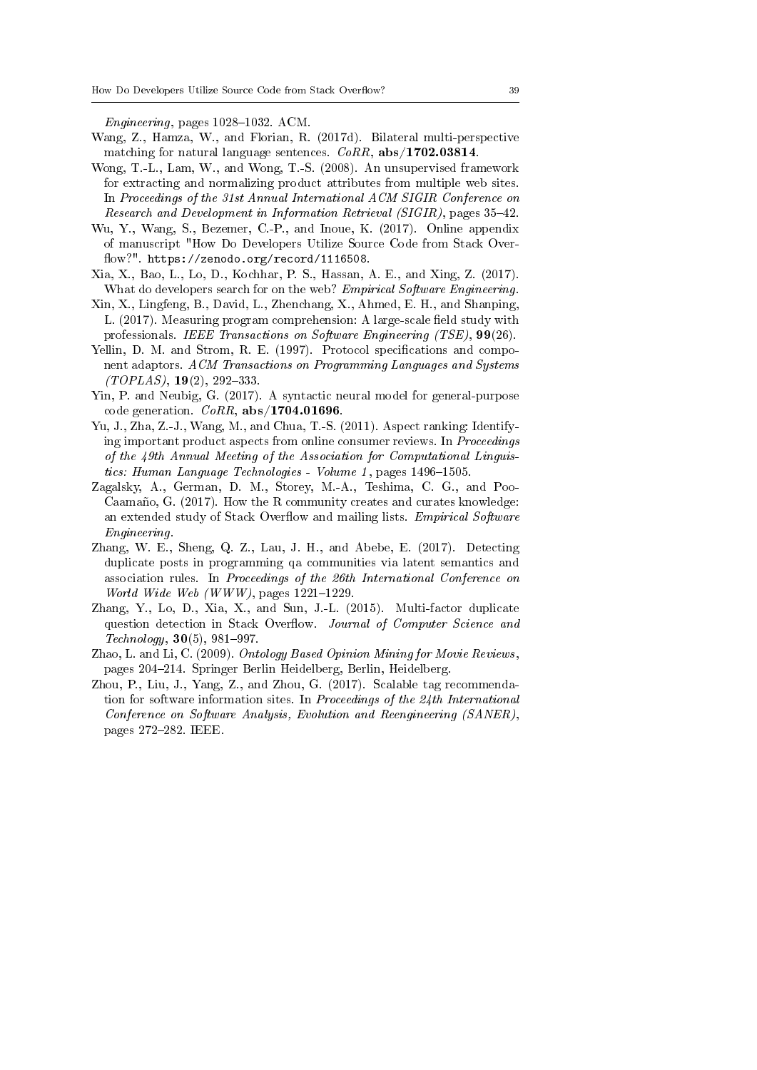*Engineering*, pages 1028–1032. ACM.

Wang, Z., Hamza, W., and Florian, R. (2017d). Bilateral multi-perspective matching for natural language sentences. *CoRR*, **abs/1702.03814**.

Wong, T.-L., Lam, W., and Wong, T.-S. (2008). An unsupervised framework for extracting and normalizing product attributes from multiple web sites. In *Proceedings of the 31st Annual International ACM SIGIR Conference on Research and Development in Information Retrieval (SIGIR)*, pages 35–42.

Wu, Y., Wang, S., Bezemer, C.-P., and Inoue, K. (2017). Online appendix of manuscript "How Do Developers Utilize Source Code from Stack Overflow?". `https://zenodo.org/record/1116508`.

Xia, X., Bao, L., Lo, D., Kochhar, P. S., Hassan, A. E., and Xing, Z. (2017). What do developers search for on the web? *Empirical Software Engineering*.

Xin, X., Lingfeng, B., David, L., Zhenchang, X., Ahmed, E. H., and Shanping, L. (2017). Measuring program comprehension: A large-scale field study with professionals. *IEEE Transactions on Software Engineering (TSE)*, **99**(26).

Yellin, D. M. and Strom, R. E. (1997). Protocol specifications and component adaptors. *ACM Transactions on Programming Languages and Systems (TOPLAS)*, **19**(2), 292–333.

Yin, P. and Neubig, G. (2017). A syntactic neural model for general-purpose code generation. *CoRR*, **abs/1704.01696**.

Yu, J., Zha, Z.-J., Wang, M., and Chua, T.-S. (2011). Aspect ranking: Identifying important product aspects from online consumer reviews. In *Proceedings of the 49th Annual Meeting of the Association for Computational Linguistics: Human Language Technologies - Volume 1*, pages 1496–1505.

Zagalsky, A., German, D. M., Storey, M.-A., Teshima, C. G., and Poo-Caamaño, G. (2017). How the R community creates and curates knowledge: an extended study of Stack Overflow and mailing lists. *Empirical Software Engineering*.

Zhang, W. E., Sheng, Q. Z., Lau, J. H., and Abebe, E. (2017). Detecting duplicate posts in programming qa communities via latent semantics and association rules. In *Proceedings of the 26th International Conference on World Wide Web (WWW)*, pages 1221–1229.

Zhang, Y., Lo, D., Xia, X., and Sun, J.-L. (2015). Multi-factor duplicate question detection in Stack Overflow. *Journal of Computer Science and Technology*, **30**(5), 981–997.

Zhao, L. and Li, C. (2009). *Ontology Based Opinion Mining for Movie Reviews*, pages 204–214. Springer Berlin Heidelberg, Berlin, Heidelberg.

Zhou, P., Liu, J., Yang, Z., and Zhou, G. (2017). Scalable tag recommendation for software information sites. In *Proceedings of the 24th International Conference on Software Analysis, Evolution and Reengineering (SANER)*, pages 272–282. IEEE.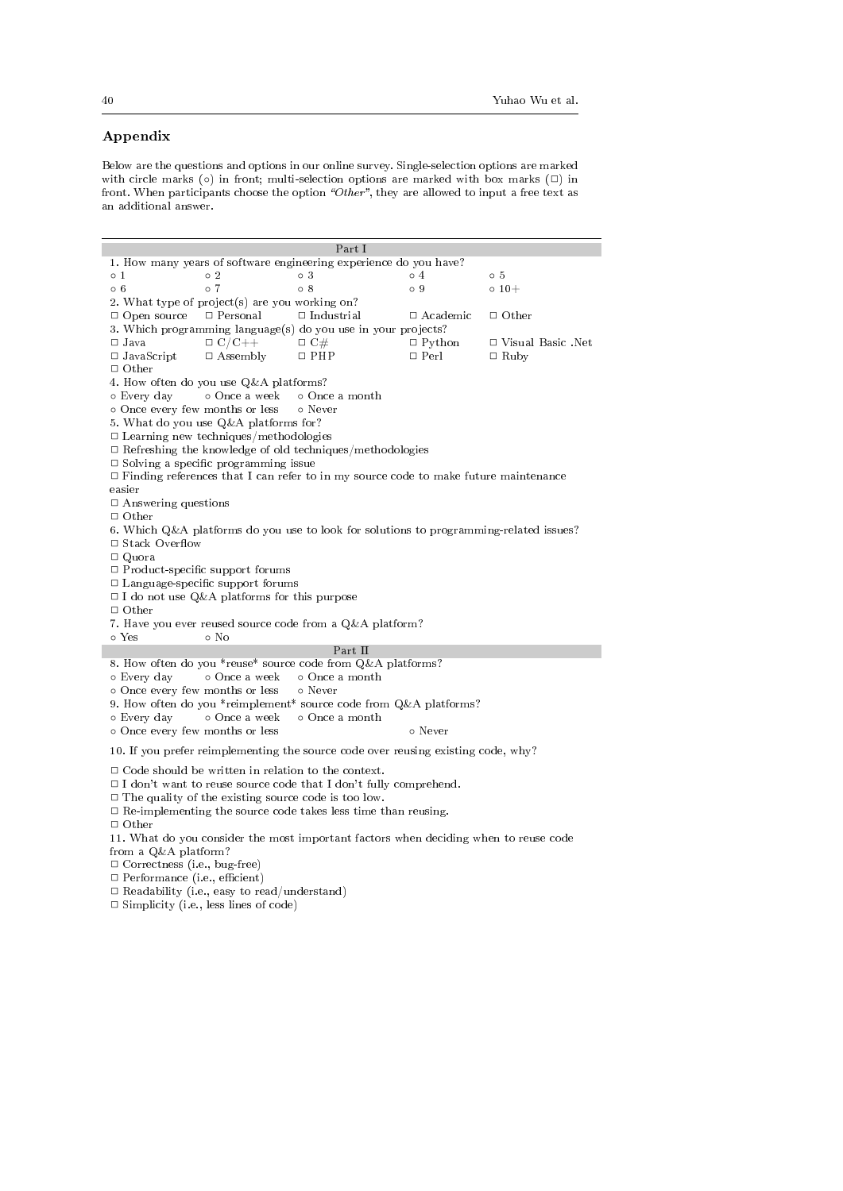## Appendix

Below are the questions and options in our online survey. Single-selection options are marked with circle marks (○) in front; multi-selection options are marked with box marks (□) in front. When participants choose the option *"Other"*, they are allowed to input a free text as an additional answer.

**Part I**

1. How many years of software engineering experience do you have?

| | | | | |
|---|---|---|---|---|
| ○ 1 | ○ 2 | ○ 3 | ○ 4 | ○ 5 |
| ○ 6 | ○ 7 | ○ 8 | ○ 9 | ○ 10+ |

2. What type of project(s) are you working on?

□ Open source □ Personal □ Industrial □ Academic □ Other

3. Which programming language(s) do you use in your projects?

| | | | | |
|---|---|---|---|---|
| □ Java | □ C/C++ | □ C# | □ Python | □ Visual Basic .Net |
| □ JavaScript | □ Assembly | □ PHP | □ Perl | □ Ruby |
| □ Other | | | | |

4. How often do you use Q&A platforms?

○ Every day ○ Once a week ○ Once a month
○ Once every few months or less ○ Never

5. What do you use Q&A platforms for?

□ Learning new techniques/methodologies
□ Refreshing the knowledge of old techniques/methodologies
□ Solving a specific programming issue
□ Finding references that I can refer to in my source code to make future maintenance easier
□ Answering questions
□ Other

6. Which Q&A platforms do you use to look for solutions to programming-related issues?

□ Stack Overflow
□ Quora
□ Product-specific support forums
□ Language-specific support forums
□ I do not use Q&A platforms for this purpose
□ Other

7. Have you ever reused source code from a Q&A platform?

○ Yes ○ No

**Part II**

8. How often do you *reuse* source code from Q&A platforms?

○ Every day ○ Once a week ○ Once a month
○ Once every few months or less ○ Never

9. How often do you *reimplement* source code from Q&A platforms?

○ Every day ○ Once a week ○ Once a month
○ Once every few months or less ○ Never

10. If you prefer reimplementing the source code over reusing existing code, why?

□ Code should be written in relation to the context.
□ I don't want to reuse source code that I don't fully comprehend.
□ The quality of the existing source code is too low.
□ Re-implementing the source code takes less time than reusing.
□ Other

11. What do you consider the most important factors when deciding when to reuse code from a Q&A platform?

□ Correctness (i.e., bug-free)
□ Performance (i.e., efficient)
□ Readability (i.e., easy to read/understand)
□ Simplicity (i.e., less lines of code)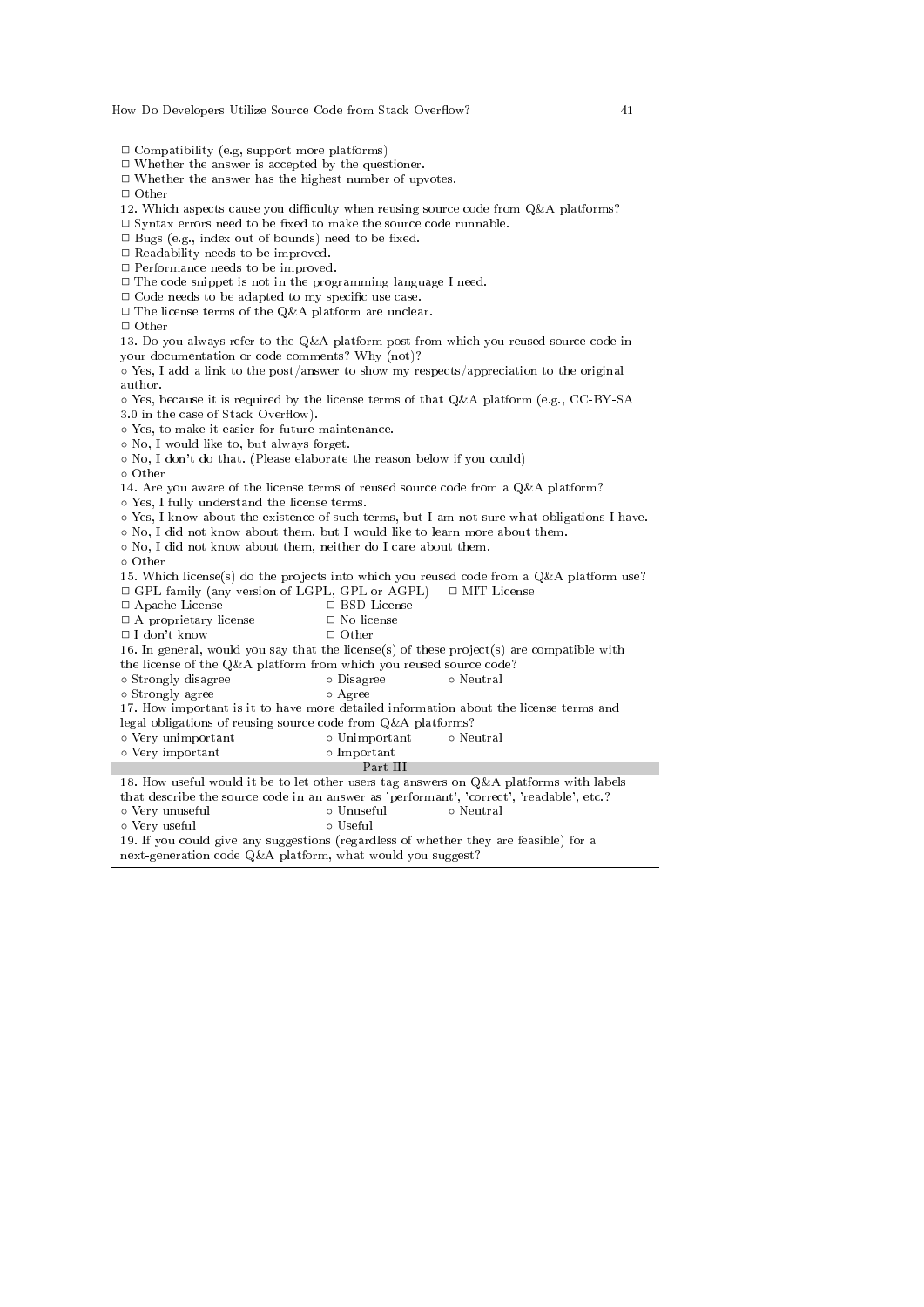☐ Compatibility (e.g, support more platforms)
☐ Whether the answer is accepted by the questioner.
☐ Whether the answer has the highest number of upvotes.
☐ Other

12. Which aspects cause you difficulty when reusing source code from Q&A platforms?
☐ Syntax errors need to be fixed to make the source code runnable.
☐ Bugs (e.g., index out of bounds) need to be fixed.
☐ Readability needs to be improved.
☐ Performance needs to be improved.
☐ The code snippet is not in the programming language I need.
☐ Code needs to be adapted to my specific use case.
☐ The license terms of the Q&A platform are unclear.
☐ Other

13. Do you always refer to the Q&A platform post from which you reused source code in your documentation or code comments? Why (not)?
◦ Yes, I add a link to the post/answer to show my respects/appreciation to the original author.
◦ Yes, because it is required by the license terms of that Q&A platform (e.g., CC-BY-SA 3.0 in the case of Stack Overflow).
◦ Yes, to make it easier for future maintenance.
◦ No, I would like to, but always forget.
◦ No, I don't do that. (Please elaborate the reason below if you could)
◦ Other

14. Are you aware of the license terms of reused source code from a Q&A platform?
◦ Yes, I fully understand the license terms.
◦ Yes, I know about the existence of such terms, but I am not sure what obligations I have.
◦ No, I did not know about them, but I would like to learn more about them.
◦ No, I did not know about them, neither do I care about them.
◦ Other

15. Which license(s) do the projects into which you reused code from a Q&A platform use?
☐ GPL family (any version of LGPL, GPL or AGPL) ☐ MIT License
☐ Apache License ☐ BSD License
☐ A proprietary license ☐ No license
☐ I don't know ☐ Other

16. In general, would you say that the license(s) of these project(s) are compatible with the license of the Q&A platform from which you reused source code?
◦ Strongly disagree ◦ Disagree ◦ Neutral
◦ Strongly agree ◦ Agree

17. How important is it to have more detailed information about the license terms and legal obligations of reusing source code from Q&A platforms?
◦ Very unimportant ◦ Unimportant ◦ Neutral
◦ Very important ◦ Important

## Part III

18. How useful would it be to let other users tag answers on Q&A platforms with labels that describe the source code in an answer as 'performant', 'correct', 'readable', etc.?
◦ Very unuseful ◦ Unuseful ◦ Neutral
◦ Very useful ◦ Useful

19. If you could give any suggestions (regardless of whether they are feasible) for a next-generation code Q&A platform, what would you suggest?